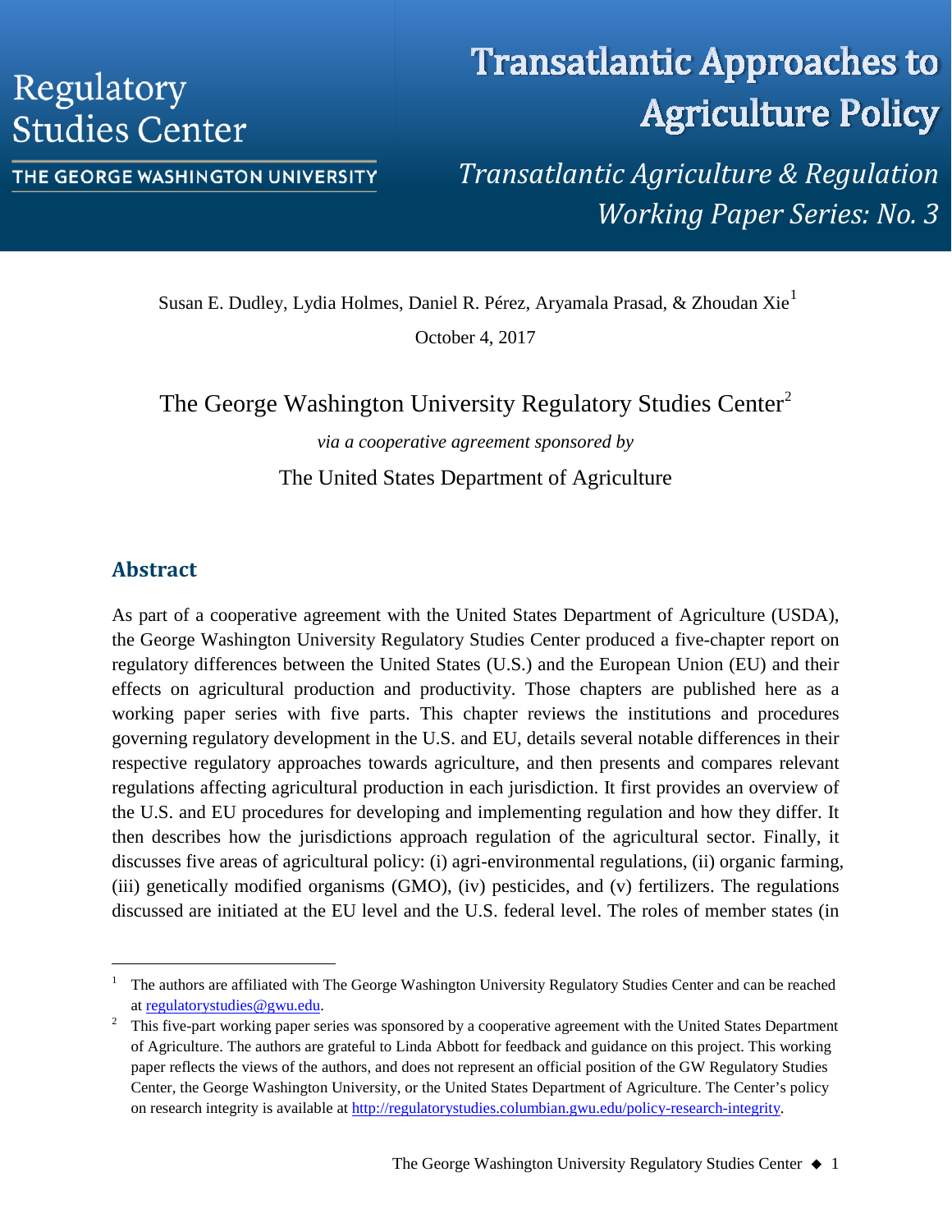Regulatory Studies Center

THE GEORGE WASHINGTON UNIVERSITY

# Transatlantic Approaches to Agriculture Policy

*Transatlantic Agriculture & Regulation Working Paper Series: No. 3*

Susan E. Dudley, Lydia Holmes, Daniel R. Pérez, Aryamala Prasad, & Zhoudan Xie[1]

October 4, 2017

The George Washington University Regulatory Studies Center[2]

*via a cooperative agreement sponsored by*

The United States Department of Agriculture

## Abstract

As part of a cooperative agreement with the United States Department of Agriculture (USDA), the George Washington University Regulatory Studies Center produced a five-chapter report on regulatory differences between the United States (U.S.) and the European Union (EU) and their effects on agricultural production and productivity. Those chapters are published here as a working paper series with five parts. This chapter reviews the institutions and procedures governing regulatory development in the U.S. and EU, details several notable differences in their respective regulatory approaches towards agriculture, and then presents and compares relevant regulations affecting agricultural production in each jurisdiction. It first provides an overview of the U.S. and EU procedures for developing and implementing regulation and how they differ. It then describes how the jurisdictions approach regulation of the agricultural sector. Finally, it discusses five areas of agricultural policy: (i) agri-environmental regulations, (ii) organic farming, (iii) genetically modified organisms (GMO), (iv) pesticides, and (v) fertilizers. The regulations discussed are initiated at the EU level and the U.S. federal level. The roles of member states (in

---

[1] The authors are affiliated with The George Washington University Regulatory Studies Center and can be reached at regulatorystudies@gwu.edu.

[2] This five-part working paper series was sponsored by a cooperative agreement with the United States Department of Agriculture. The authors are grateful to Linda Abbott for feedback and guidance on this project. This working paper reflects the views of the authors, and does not represent an official position of the GW Regulatory Studies Center, the George Washington University, or the United States Department of Agriculture. The Center's policy on research integrity is available at http://regulatorystudies.columbian.gwu.edu/policy-research-integrity.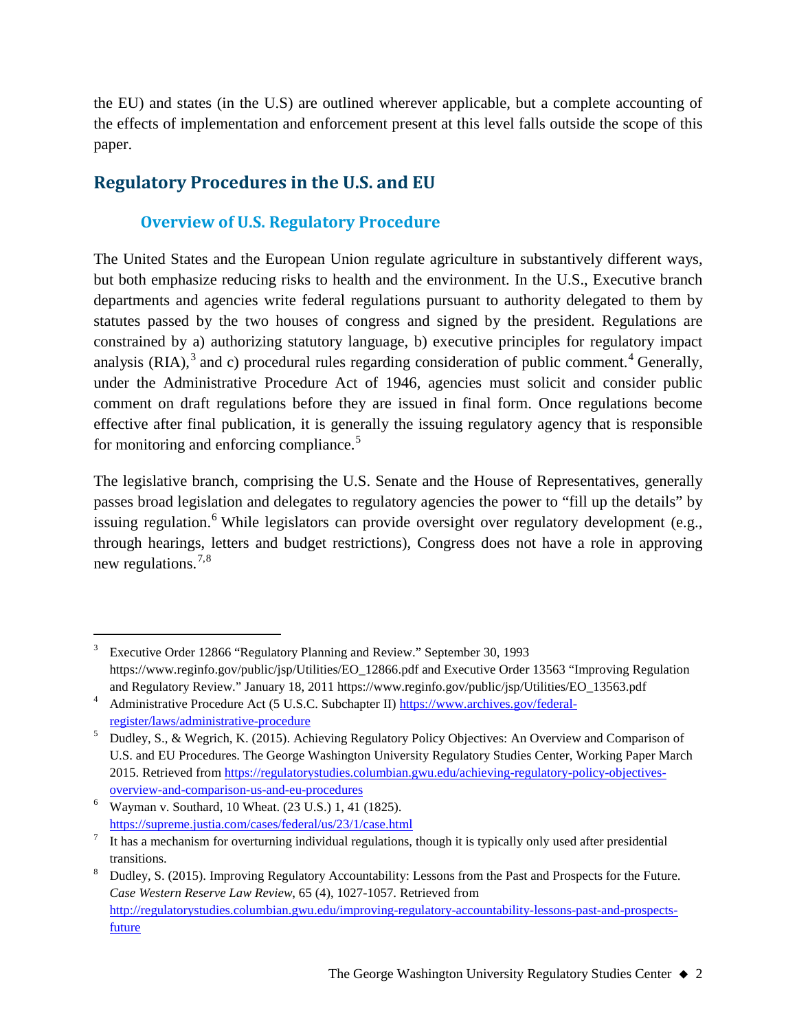the EU) and states (in the U.S) are outlined wherever applicable, but a complete accounting of the effects of implementation and enforcement present at this level falls outside the scope of this paper.

## Regulatory Procedures in the U.S. and EU

### Overview of U.S. Regulatory Procedure

The United States and the European Union regulate agriculture in substantively different ways, but both emphasize reducing risks to health and the environment. In the U.S., Executive branch departments and agencies write federal regulations pursuant to authority delegated to them by statutes passed by the two houses of congress and signed by the president. Regulations are constrained by a) authorizing statutory language, b) executive principles for regulatory impact analysis (RIA),[3] and c) procedural rules regarding consideration of public comment.[4] Generally, under the Administrative Procedure Act of 1946, agencies must solicit and consider public comment on draft regulations before they are issued in final form. Once regulations become effective after final publication, it is generally the issuing regulatory agency that is responsible for monitoring and enforcing compliance.[5]

The legislative branch, comprising the U.S. Senate and the House of Representatives, generally passes broad legislation and delegates to regulatory agencies the power to "fill up the details" by issuing regulation.[6] While legislators can provide oversight over regulatory development (e.g., through hearings, letters and budget restrictions), Congress does not have a role in approving new regulations.[7,8]

---

[3] Executive Order 12866 "Regulatory Planning and Review." September 30, 1993 https://www.reginfo.gov/public/jsp/Utilities/EO_12866.pdf and Executive Order 13563 "Improving Regulation and Regulatory Review." January 18, 2011 https://www.reginfo.gov/public/jsp/Utilities/EO_13563.pdf

[4] Administrative Procedure Act (5 U.S.C. Subchapter II) https://www.archives.gov/federal-register/laws/administrative-procedure

[5] Dudley, S., & Wegrich, K. (2015). Achieving Regulatory Policy Objectives: An Overview and Comparison of U.S. and EU Procedures. The George Washington University Regulatory Studies Center, Working Paper March 2015. Retrieved from https://regulatorystudies.columbian.gwu.edu/achieving-regulatory-policy-objectives-overview-and-comparison-us-and-eu-procedures

[6] Wayman v. Southard, 10 Wheat. (23 U.S.) 1, 41 (1825). https://supreme.justia.com/cases/federal/us/23/1/case.html

[7] It has a mechanism for overturning individual regulations, though it is typically only used after presidential transitions.

[8] Dudley, S. (2015). Improving Regulatory Accountability: Lessons from the Past and Prospects for the Future. *Case Western Reserve Law Review*, 65 (4), 1027-1057. Retrieved from http://regulatorystudies.columbian.gwu.edu/improving-regulatory-accountability-lessons-past-and-prospects-future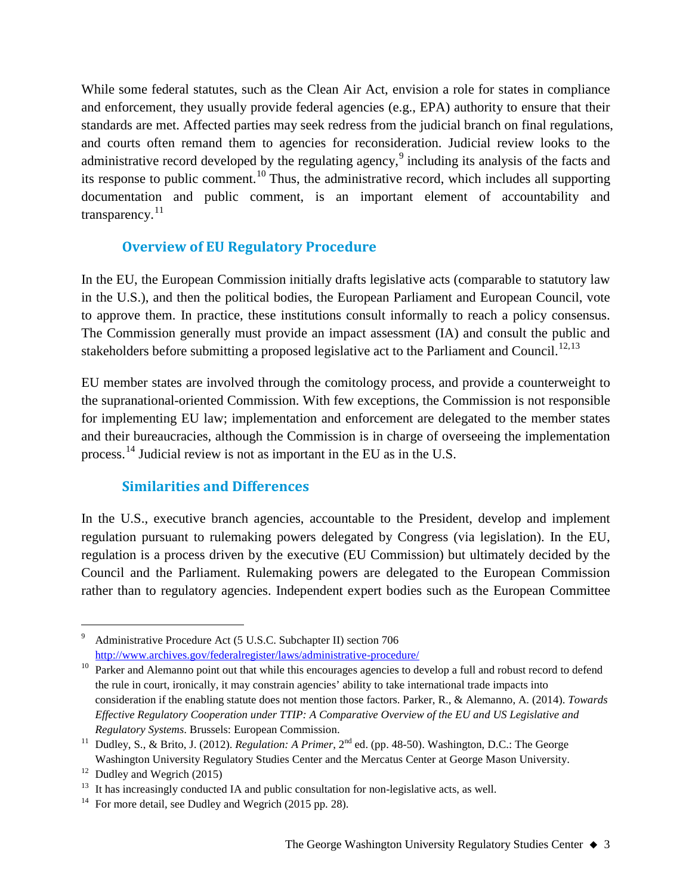While some federal statutes, such as the Clean Air Act, envision a role for states in compliance and enforcement, they usually provide federal agencies (e.g., EPA) authority to ensure that their standards are met. Affected parties may seek redress from the judicial branch on final regulations, and courts often remand them to agencies for reconsideration. Judicial review looks to the administrative record developed by the regulating agency,[9] including its analysis of the facts and its response to public comment.[10] Thus, the administrative record, which includes all supporting documentation and public comment, is an important element of accountability and transparency.[11]

## Overview of EU Regulatory Procedure

In the EU, the European Commission initially drafts legislative acts (comparable to statutory law in the U.S.), and then the political bodies, the European Parliament and European Council, vote to approve them. In practice, these institutions consult informally to reach a policy consensus. The Commission generally must provide an impact assessment (IA) and consult the public and stakeholders before submitting a proposed legislative act to the Parliament and Council.[12,13]

EU member states are involved through the comitology process, and provide a counterweight to the supranational-oriented Commission. With few exceptions, the Commission is not responsible for implementing EU law; implementation and enforcement are delegated to the member states and their bureaucracies, although the Commission is in charge of overseeing the implementation process.[14] Judicial review is not as important in the EU as in the U.S.

## Similarities and Differences

In the U.S., executive branch agencies, accountable to the President, develop and implement regulation pursuant to rulemaking powers delegated by Congress (via legislation). In the EU, regulation is a process driven by the executive (EU Commission) but ultimately decided by the Council and the Parliament. Rulemaking powers are delegated to the European Commission rather than to regulatory agencies. Independent expert bodies such as the European Committee

---

[9] Administrative Procedure Act (5 U.S.C. Subchapter II) section 706 http://www.archives.gov/federalregister/laws/administrative-procedure/

[10] Parker and Alemanno point out that while this encourages agencies to develop a full and robust record to defend the rule in court, ironically, it may constrain agencies' ability to take international trade impacts into consideration if the enabling statute does not mention those factors. Parker, R., & Alemanno, A. (2014). *Towards Effective Regulatory Cooperation under TTIP: A Comparative Overview of the EU and US Legislative and Regulatory Systems*. Brussels: European Commission.

[11] Dudley, S., & Brito, J. (2012). *Regulation: A Primer*, 2nd ed. (pp. 48-50). Washington, D.C.: The George Washington University Regulatory Studies Center and the Mercatus Center at George Mason University.

[12] Dudley and Wegrich (2015)

[13] It has increasingly conducted IA and public consultation for non-legislative acts, as well.

[14] For more detail, see Dudley and Wegrich (2015 pp. 28).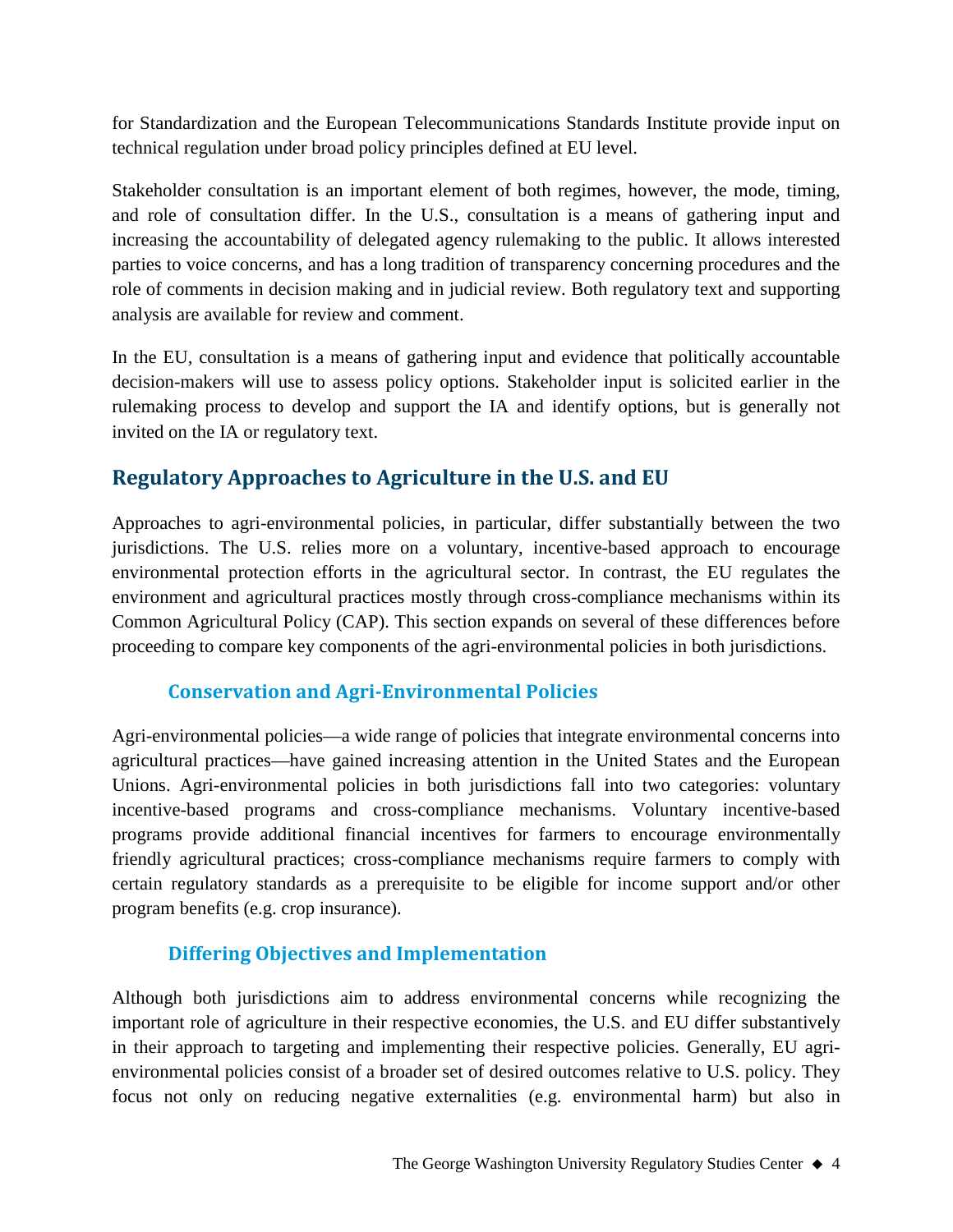for Standardization and the European Telecommunications Standards Institute provide input on technical regulation under broad policy principles defined at EU level.

Stakeholder consultation is an important element of both regimes, however, the mode, timing, and role of consultation differ. In the U.S., consultation is a means of gathering input and increasing the accountability of delegated agency rulemaking to the public. It allows interested parties to voice concerns, and has a long tradition of transparency concerning procedures and the role of comments in decision making and in judicial review. Both regulatory text and supporting analysis are available for review and comment.

In the EU, consultation is a means of gathering input and evidence that politically accountable decision-makers will use to assess policy options. Stakeholder input is solicited earlier in the rulemaking process to develop and support the IA and identify options, but is generally not invited on the IA or regulatory text.

## Regulatory Approaches to Agriculture in the U.S. and EU

Approaches to agri-environmental policies, in particular, differ substantially between the two jurisdictions. The U.S. relies more on a voluntary, incentive-based approach to encourage environmental protection efforts in the agricultural sector. In contrast, the EU regulates the environment and agricultural practices mostly through cross-compliance mechanisms within its Common Agricultural Policy (CAP). This section expands on several of these differences before proceeding to compare key components of the agri-environmental policies in both jurisdictions.

### Conservation and Agri-Environmental Policies

Agri-environmental policies—a wide range of policies that integrate environmental concerns into agricultural practices—have gained increasing attention in the United States and the European Unions. Agri-environmental policies in both jurisdictions fall into two categories: voluntary incentive-based programs and cross-compliance mechanisms. Voluntary incentive-based programs provide additional financial incentives for farmers to encourage environmentally friendly agricultural practices; cross-compliance mechanisms require farmers to comply with certain regulatory standards as a prerequisite to be eligible for income support and/or other program benefits (e.g. crop insurance).

### Differing Objectives and Implementation

Although both jurisdictions aim to address environmental concerns while recognizing the important role of agriculture in their respective economies, the U.S. and EU differ substantively in their approach to targeting and implementing their respective policies. Generally, EU agri-environmental policies consist of a broader set of desired outcomes relative to U.S. policy. They focus not only on reducing negative externalities (e.g. environmental harm) but also in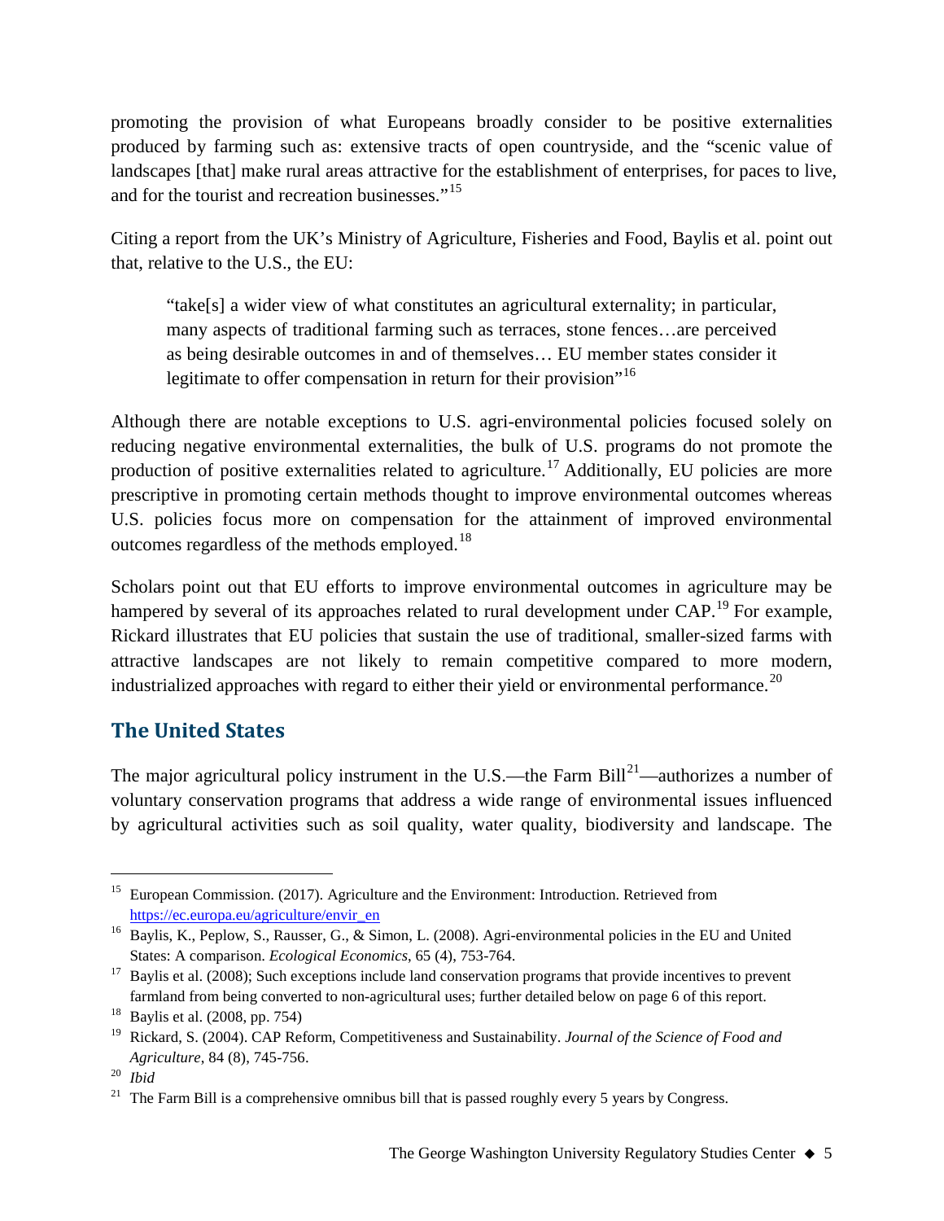promoting the provision of what Europeans broadly consider to be positive externalities produced by farming such as: extensive tracts of open countryside, and the "scenic value of landscapes [that] make rural areas attractive for the establishment of enterprises, for paces to live, and for the tourist and recreation businesses."[15]

Citing a report from the UK's Ministry of Agriculture, Fisheries and Food, Baylis et al. point out that, relative to the U.S., the EU:

> "take[s] a wider view of what constitutes an agricultural externality; in particular, many aspects of traditional farming such as terraces, stone fences…are perceived as being desirable outcomes in and of themselves… EU member states consider it legitimate to offer compensation in return for their provision"[16]

Although there are notable exceptions to U.S. agri-environmental policies focused solely on reducing negative environmental externalities, the bulk of U.S. programs do not promote the production of positive externalities related to agriculture.[17] Additionally, EU policies are more prescriptive in promoting certain methods thought to improve environmental outcomes whereas U.S. policies focus more on compensation for the attainment of improved environmental outcomes regardless of the methods employed.[18]

Scholars point out that EU efforts to improve environmental outcomes in agriculture may be hampered by several of its approaches related to rural development under CAP.[19] For example, Rickard illustrates that EU policies that sustain the use of traditional, smaller-sized farms with attractive landscapes are not likely to remain competitive compared to more modern, industrialized approaches with regard to either their yield or environmental performance.[20]

## The United States

The major agricultural policy instrument in the U.S.—the Farm Bill[21]—authorizes a number of voluntary conservation programs that address a wide range of environmental issues influenced by agricultural activities such as soil quality, water quality, biodiversity and landscape. The

---

[15] European Commission. (2017). Agriculture and the Environment: Introduction. Retrieved from https://ec.europa.eu/agriculture/envir_en

[16] Baylis, K., Peplow, S., Rausser, G., & Simon, L. (2008). Agri-environmental policies in the EU and United States: A comparison. *Ecological Economics*, 65 (4), 753-764.

[17] Baylis et al. (2008); Such exceptions include land conservation programs that provide incentives to prevent farmland from being converted to non-agricultural uses; further detailed below on page 6 of this report.

[18] Baylis et al. (2008, pp. 754)

[19] Rickard, S. (2004). CAP Reform, Competitiveness and Sustainability. *Journal of the Science of Food and Agriculture*, 84 (8), 745-756.

[20] *Ibid*

[21] The Farm Bill is a comprehensive omnibus bill that is passed roughly every 5 years by Congress.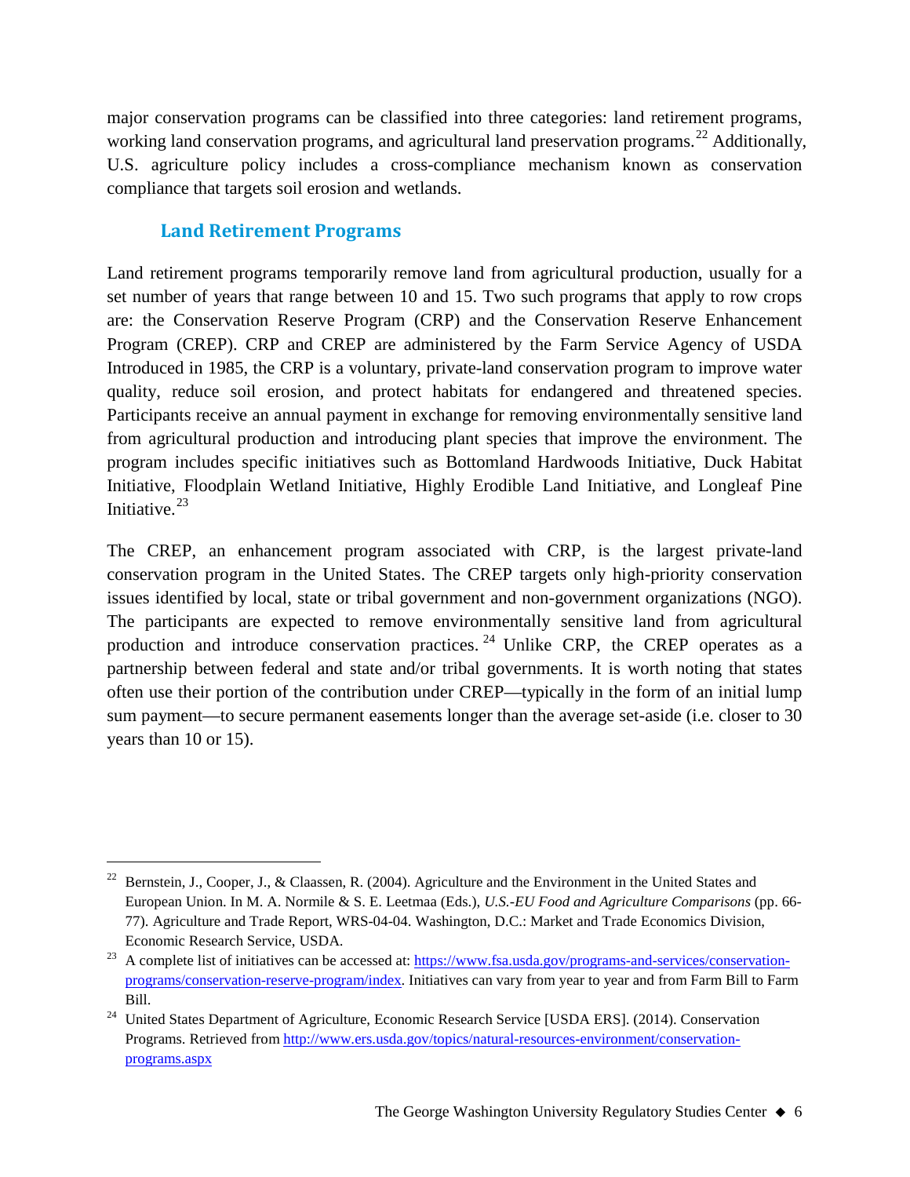major conservation programs can be classified into three categories: land retirement programs, working land conservation programs, and agricultural land preservation programs.[22] Additionally, U.S. agriculture policy includes a cross-compliance mechanism known as conservation compliance that targets soil erosion and wetlands.

### Land Retirement Programs

Land retirement programs temporarily remove land from agricultural production, usually for a set number of years that range between 10 and 15. Two such programs that apply to row crops are: the Conservation Reserve Program (CRP) and the Conservation Reserve Enhancement Program (CREP). CRP and CREP are administered by the Farm Service Agency of USDA Introduced in 1985, the CRP is a voluntary, private-land conservation program to improve water quality, reduce soil erosion, and protect habitats for endangered and threatened species. Participants receive an annual payment in exchange for removing environmentally sensitive land from agricultural production and introducing plant species that improve the environment. The program includes specific initiatives such as Bottomland Hardwoods Initiative, Duck Habitat Initiative, Floodplain Wetland Initiative, Highly Erodible Land Initiative, and Longleaf Pine Initiative.[23]

The CREP, an enhancement program associated with CRP, is the largest private-land conservation program in the United States. The CREP targets only high-priority conservation issues identified by local, state or tribal government and non-government organizations (NGO). The participants are expected to remove environmentally sensitive land from agricultural production and introduce conservation practices.[24] Unlike CRP, the CREP operates as a partnership between federal and state and/or tribal governments. It is worth noting that states often use their portion of the contribution under CREP—typically in the form of an initial lump sum payment—to secure permanent easements longer than the average set-aside (i.e. closer to 30 years than 10 or 15).

---

[22] Bernstein, J., Cooper, J., & Claassen, R. (2004). Agriculture and the Environment in the United States and European Union. In M. A. Normile & S. E. Leetmaa (Eds.), *U.S.-EU Food and Agriculture Comparisons* (pp. 66-77). Agriculture and Trade Report, WRS-04-04. Washington, D.C.: Market and Trade Economics Division, Economic Research Service, USDA.

[23] A complete list of initiatives can be accessed at: https://www.fsa.usda.gov/programs-and-services/conservation-programs/conservation-reserve-program/index. Initiatives can vary from year to year and from Farm Bill to Farm Bill.

[24] United States Department of Agriculture, Economic Research Service [USDA ERS]. (2014). Conservation Programs. Retrieved from http://www.ers.usda.gov/topics/natural-resources-environment/conservation-programs.aspx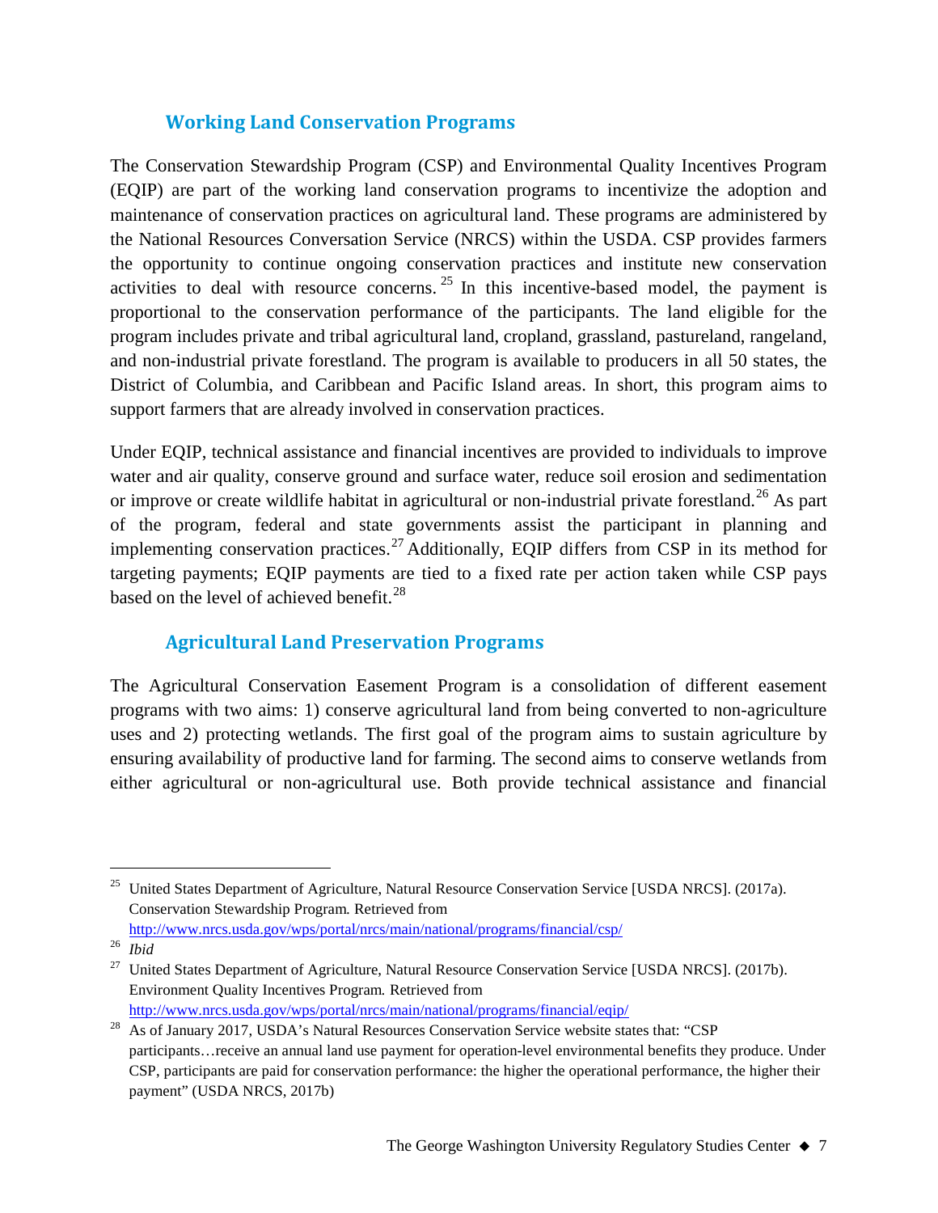### Working Land Conservation Programs

The Conservation Stewardship Program (CSP) and Environmental Quality Incentives Program (EQIP) are part of the working land conservation programs to incentivize the adoption and maintenance of conservation practices on agricultural land. These programs are administered by the National Resources Conversation Service (NRCS) within the USDA. CSP provides farmers the opportunity to continue ongoing conservation practices and institute new conservation activities to deal with resource concerns.[25] In this incentive-based model, the payment is proportional to the conservation performance of the participants. The land eligible for the program includes private and tribal agricultural land, cropland, grassland, pastureland, rangeland, and non-industrial private forestland. The program is available to producers in all 50 states, the District of Columbia, and Caribbean and Pacific Island areas. In short, this program aims to support farmers that are already involved in conservation practices.

Under EQIP, technical assistance and financial incentives are provided to individuals to improve water and air quality, conserve ground and surface water, reduce soil erosion and sedimentation or improve or create wildlife habitat in agricultural or non-industrial private forestland.[26] As part of the program, federal and state governments assist the participant in planning and implementing conservation practices.[27] Additionally, EQIP differs from CSP in its method for targeting payments; EQIP payments are tied to a fixed rate per action taken while CSP pays based on the level of achieved benefit.[28]

### Agricultural Land Preservation Programs

The Agricultural Conservation Easement Program is a consolidation of different easement programs with two aims: 1) conserve agricultural land from being converted to non-agriculture uses and 2) protecting wetlands. The first goal of the program aims to sustain agriculture by ensuring availability of productive land for farming. The second aims to conserve wetlands from either agricultural or non-agricultural use. Both provide technical assistance and financial

---

[25] United States Department of Agriculture, Natural Resource Conservation Service [USDA NRCS]. (2017a). Conservation Stewardship Program. Retrieved from http://www.nrcs.usda.gov/wps/portal/nrcs/main/national/programs/financial/csp/

[26] *Ibid*

[27] United States Department of Agriculture, Natural Resource Conservation Service [USDA NRCS]. (2017b). Environment Quality Incentives Program. Retrieved from http://www.nrcs.usda.gov/wps/portal/nrcs/main/national/programs/financial/eqip/

[28] As of January 2017, USDA's Natural Resources Conservation Service website states that: "CSP participants…receive an annual land use payment for operation-level environmental benefits they produce. Under CSP, participants are paid for conservation performance: the higher the operational performance, the higher their payment" (USDA NRCS, 2017b)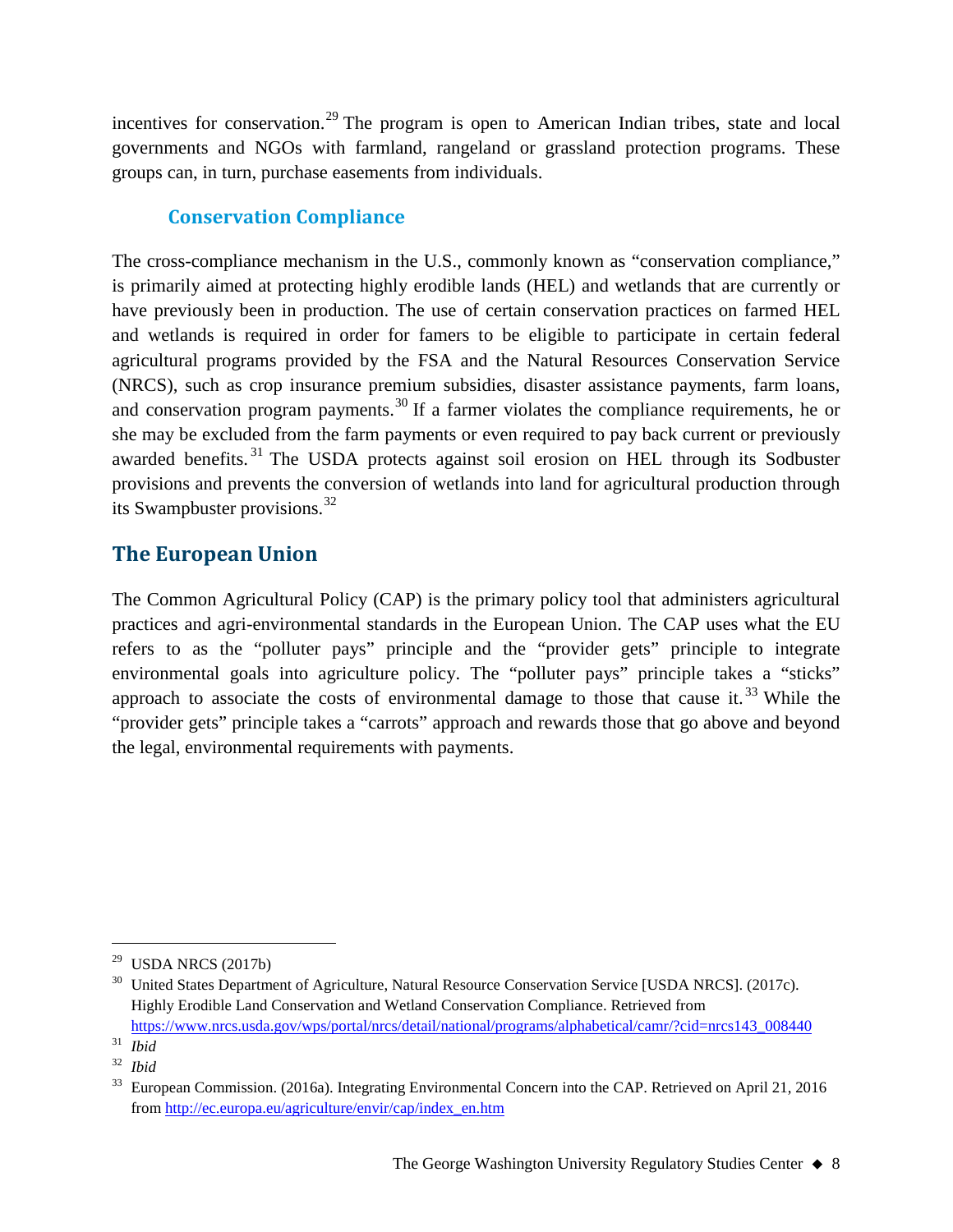incentives for conservation.[29] The program is open to American Indian tribes, state and local governments and NGOs with farmland, rangeland or grassland protection programs. These groups can, in turn, purchase easements from individuals.

### Conservation Compliance

The cross-compliance mechanism in the U.S., commonly known as "conservation compliance," is primarily aimed at protecting highly erodible lands (HEL) and wetlands that are currently or have previously been in production. The use of certain conservation practices on farmed HEL and wetlands is required in order for famers to be eligible to participate in certain federal agricultural programs provided by the FSA and the Natural Resources Conservation Service (NRCS), such as crop insurance premium subsidies, disaster assistance payments, farm loans, and conservation program payments.[30] If a farmer violates the compliance requirements, he or she may be excluded from the farm payments or even required to pay back current or previously awarded benefits.[31] The USDA protects against soil erosion on HEL through its Sodbuster provisions and prevents the conversion of wetlands into land for agricultural production through its Swampbuster provisions.[32]

## The European Union

The Common Agricultural Policy (CAP) is the primary policy tool that administers agricultural practices and agri-environmental standards in the European Union. The CAP uses what the EU refers to as the "polluter pays" principle and the "provider gets" principle to integrate environmental goals into agriculture policy. The "polluter pays" principle takes a "sticks" approach to associate the costs of environmental damage to those that cause it.[33] While the "provider gets" principle takes a "carrots" approach and rewards those that go above and beyond the legal, environmental requirements with payments.

---

[29] USDA NRCS (2017b)

[30] United States Department of Agriculture, Natural Resource Conservation Service [USDA NRCS]. (2017c). Highly Erodible Land Conservation and Wetland Conservation Compliance. Retrieved from https://www.nrcs.usda.gov/wps/portal/nrcs/detail/national/programs/alphabetical/camr/?cid=nrcs143_008440

[31] *Ibid*

[32] *Ibid*

[33] European Commission. (2016a). Integrating Environmental Concern into the CAP. Retrieved on April 21, 2016 from http://ec.europa.eu/agriculture/envir/cap/index_en.htm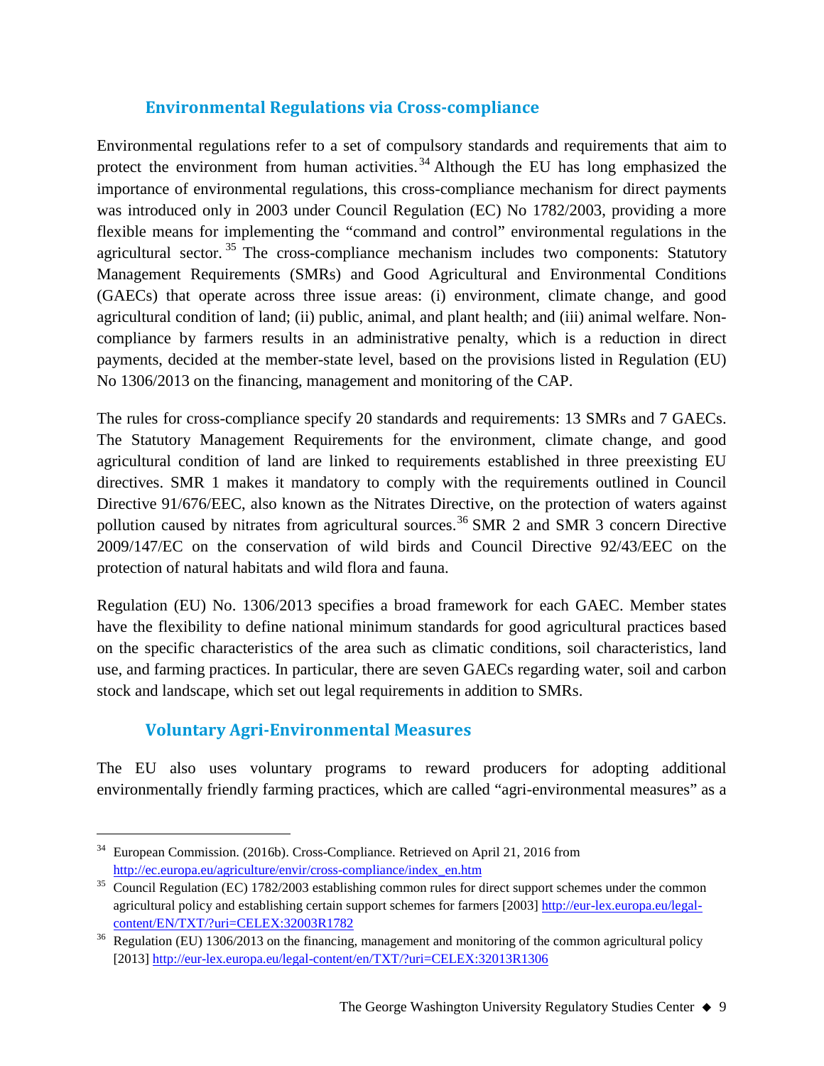## Environmental Regulations via Cross-compliance

Environmental regulations refer to a set of compulsory standards and requirements that aim to protect the environment from human activities.[34] Although the EU has long emphasized the importance of environmental regulations, this cross-compliance mechanism for direct payments was introduced only in 2003 under Council Regulation (EC) No 1782/2003, providing a more flexible means for implementing the "command and control" environmental regulations in the agricultural sector.[35] The cross-compliance mechanism includes two components: Statutory Management Requirements (SMRs) and Good Agricultural and Environmental Conditions (GAECs) that operate across three issue areas: (i) environment, climate change, and good agricultural condition of land; (ii) public, animal, and plant health; and (iii) animal welfare. Non-compliance by farmers results in an administrative penalty, which is a reduction in direct payments, decided at the member-state level, based on the provisions listed in Regulation (EU) No 1306/2013 on the financing, management and monitoring of the CAP.

The rules for cross-compliance specify 20 standards and requirements: 13 SMRs and 7 GAECs. The Statutory Management Requirements for the environment, climate change, and good agricultural condition of land are linked to requirements established in three preexisting EU directives. SMR 1 makes it mandatory to comply with the requirements outlined in Council Directive 91/676/EEC, also known as the Nitrates Directive, on the protection of waters against pollution caused by nitrates from agricultural sources.[36] SMR 2 and SMR 3 concern Directive 2009/147/EC on the conservation of wild birds and Council Directive 92/43/EEC on the protection of natural habitats and wild flora and fauna.

Regulation (EU) No. 1306/2013 specifies a broad framework for each GAEC. Member states have the flexibility to define national minimum standards for good agricultural practices based on the specific characteristics of the area such as climatic conditions, soil characteristics, land use, and farming practices. In particular, there are seven GAECs regarding water, soil and carbon stock and landscape, which set out legal requirements in addition to SMRs.

## Voluntary Agri-Environmental Measures

The EU also uses voluntary programs to reward producers for adopting additional environmentally friendly farming practices, which are called "agri-environmental measures" as a

---

[34] European Commission. (2016b). Cross-Compliance. Retrieved on April 21, 2016 from http://ec.europa.eu/agriculture/envir/cross-compliance/index_en.htm

[35] Council Regulation (EC) 1782/2003 establishing common rules for direct support schemes under the common agricultural policy and establishing certain support schemes for farmers [2003] http://eur-lex.europa.eu/legal-content/EN/TXT/?uri=CELEX:32003R1782

[36] Regulation (EU) 1306/2013 on the financing, management and monitoring of the common agricultural policy [2013] http://eur-lex.europa.eu/legal-content/en/TXT/?uri=CELEX:32013R1306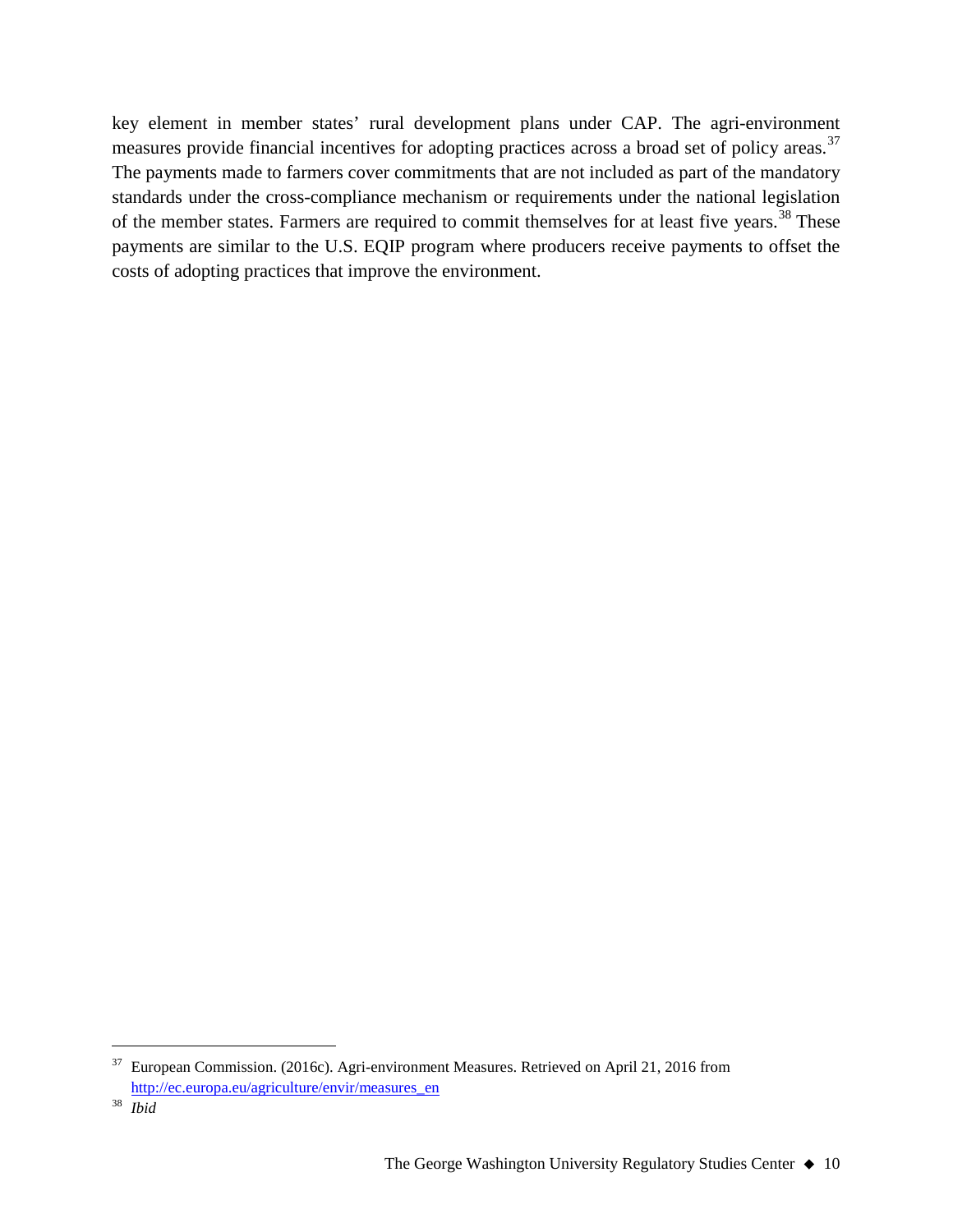key element in member states' rural development plans under CAP. The agri-environment measures provide financial incentives for adopting practices across a broad set of policy areas.[37] The payments made to farmers cover commitments that are not included as part of the mandatory standards under the cross-compliance mechanism or requirements under the national legislation of the member states. Farmers are required to commit themselves for at least five years.[38] These payments are similar to the U.S. EQIP program where producers receive payments to offset the costs of adopting practices that improve the environment.

---

[37] European Commission. (2016c). Agri-environment Measures. Retrieved on April 21, 2016 from http://ec.europa.eu/agriculture/envir/measures_en

[38] *Ibid*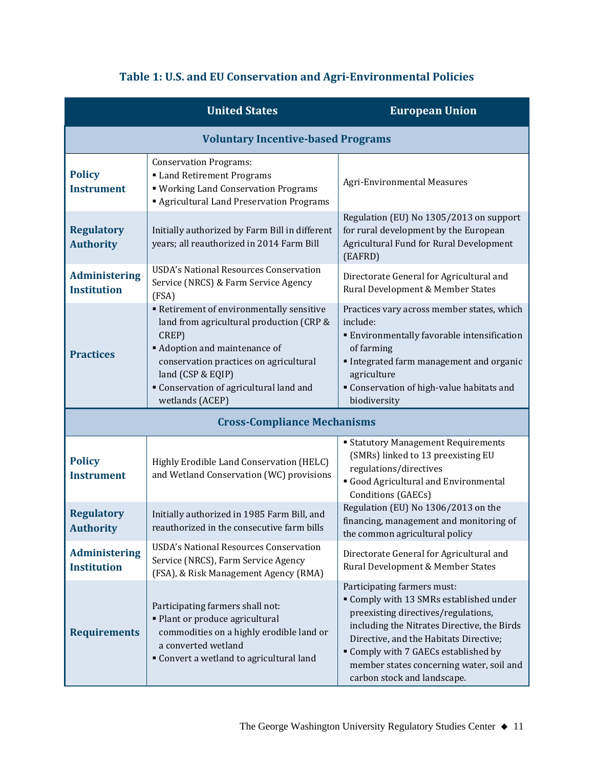**Table 1: U.S. and EU Conservation and Agri-Environmental Policies**

| | United States | European Union |
|---|---|---|
| **Voluntary Incentive-based Programs** | | |
| **Policy Instrument** | Conservation Programs:<br>▪ Land Retirement Programs<br>▪ Working Land Conservation Programs<br>▪ Agricultural Land Preservation Programs | Agri-Environmental Measures |
| **Regulatory Authority** | Initially authorized by Farm Bill in different years; all reauthorized in 2014 Farm Bill | Regulation (EU) No 1305/2013 on support for rural development by the European Agricultural Fund for Rural Development (EAFRD) |
| **Administering Institution** | USDA's National Resources Conservation Service (NRCS) & Farm Service Agency (FSA) | Directorate General for Agricultural and Rural Development & Member States |
| **Practices** | ▪ Retirement of environmentally sensitive land from agricultural production (CRP & CREP)<br>▪ Adoption and maintenance of conservation practices on agricultural land (CSP & EQIP)<br>▪ Conservation of agricultural land and wetlands (ACEP) | Practices vary across member states, which include:<br>▪ Environmentally favorable intensification of farming<br>▪ Integrated farm management and organic agriculture<br>▪ Conservation of high-value habitats and biodiversity |
| **Cross-Compliance Mechanisms** | | |
| **Policy Instrument** | Highly Erodible Land Conservation (HELC) and Wetland Conservation (WC) provisions | ▪ Statutory Management Requirements (SMRs) linked to 13 preexisting EU regulations/directives<br>▪ Good Agricultural and Environmental Conditions (GAECs) |
| **Regulatory Authority** | Initially authorized in 1985 Farm Bill, and reauthorized in the consecutive farm bills | Regulation (EU) No 1306/2013 on the financing, management and monitoring of the common agricultural policy |
| **Administering Institution** | USDA's National Resources Conservation Service (NRCS), Farm Service Agency (FSA), & Risk Management Agency (RMA) | Directorate General for Agricultural and Rural Development & Member States |
| **Requirements** | Participating farmers shall not:<br>▪ Plant or produce agricultural commodities on a highly erodible land or a converted wetland<br>▪ Convert a wetland to agricultural land | Participating farmers must:<br>▪ Comply with 13 SMRs established under preexisting directives/regulations, including the Nitrates Directive, the Birds Directive, and the Habitats Directive;<br>▪ Comply with 7 GAECs established by member states concerning water, soil and carbon stock and landscape. |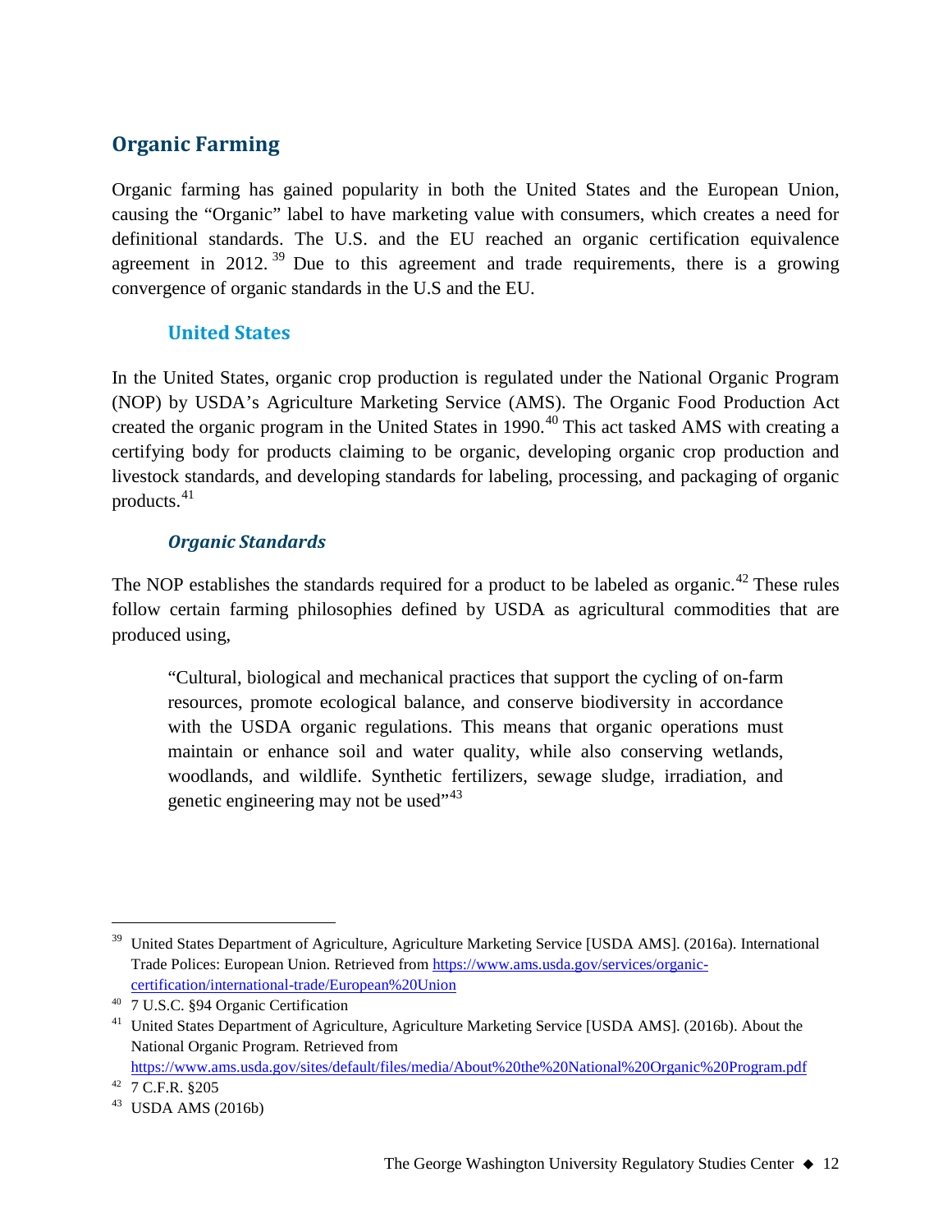## Organic Farming

Organic farming has gained popularity in both the United States and the European Union, causing the "Organic" label to have marketing value with consumers, which creates a need for definitional standards. The U.S. and the EU reached an organic certification equivalence agreement in 2012.[39] Due to this agreement and trade requirements, there is a growing convergence of organic standards in the U.S and the EU.

### United States

In the United States, organic crop production is regulated under the National Organic Program (NOP) by USDA's Agriculture Marketing Service (AMS). The Organic Food Production Act created the organic program in the United States in 1990.[40] This act tasked AMS with creating a certifying body for products claiming to be organic, developing organic crop production and livestock standards, and developing standards for labeling, processing, and packaging of organic products.[41]

#### *Organic Standards*

The NOP establishes the standards required for a product to be labeled as organic.[42] These rules follow certain farming philosophies defined by USDA as agricultural commodities that are produced using,

> "Cultural, biological and mechanical practices that support the cycling of on-farm resources, promote ecological balance, and conserve biodiversity in accordance with the USDA organic regulations. This means that organic operations must maintain or enhance soil and water quality, while also conserving wetlands, woodlands, and wildlife. Synthetic fertilizers, sewage sludge, irradiation, and genetic engineering may not be used"[43]

---

[39] United States Department of Agriculture, Agriculture Marketing Service [USDA AMS]. (2016a). International Trade Polices: European Union. Retrieved from https://www.ams.usda.gov/services/organic-certification/international-trade/European%20Union

[40] 7 U.S.C. §94 Organic Certification

[41] United States Department of Agriculture, Agriculture Marketing Service [USDA AMS]. (2016b). About the National Organic Program. Retrieved from https://www.ams.usda.gov/sites/default/files/media/About%20the%20National%20Organic%20Program.pdf

[42] 7 C.F.R. §205

[43] USDA AMS (2016b)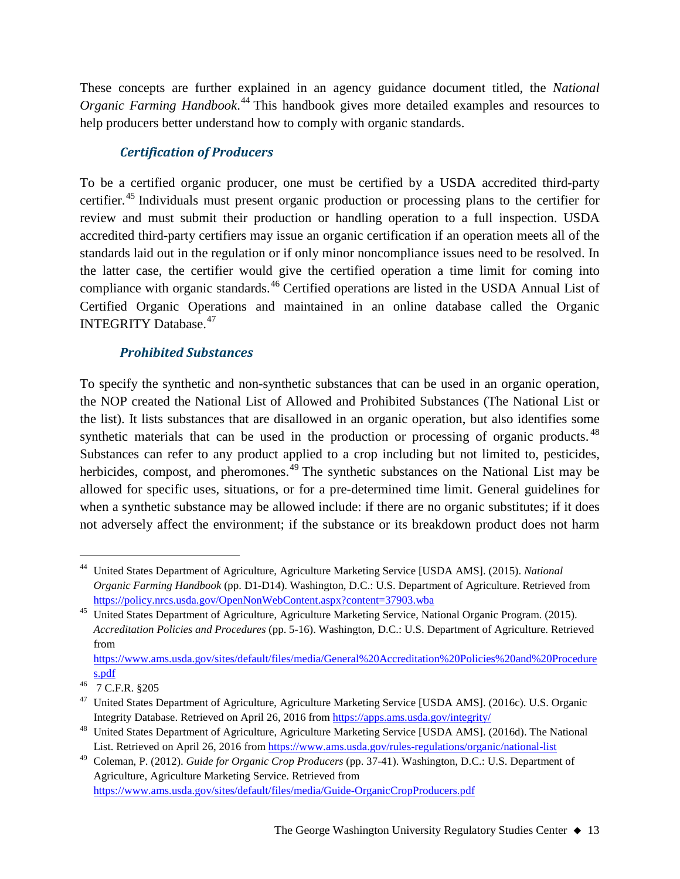These concepts are further explained in an agency guidance document titled, the *National Organic Farming Handbook*.[44] This handbook gives more detailed examples and resources to help producers better understand how to comply with organic standards.

### *Certification of Producers*

To be a certified organic producer, one must be certified by a USDA accredited third-party certifier.[45] Individuals must present organic production or processing plans to the certifier for review and must submit their production or handling operation to a full inspection. USDA accredited third-party certifiers may issue an organic certification if an operation meets all of the standards laid out in the regulation or if only minor noncompliance issues need to be resolved. In the latter case, the certifier would give the certified operation a time limit for coming into compliance with organic standards.[46] Certified operations are listed in the USDA Annual List of Certified Organic Operations and maintained in an online database called the Organic INTEGRITY Database.[47]

### *Prohibited Substances*

To specify the synthetic and non-synthetic substances that can be used in an organic operation, the NOP created the National List of Allowed and Prohibited Substances (The National List or the list). It lists substances that are disallowed in an organic operation, but also identifies some synthetic materials that can be used in the production or processing of organic products.[48] Substances can refer to any product applied to a crop including but not limited to, pesticides, herbicides, compost, and pheromones.[49] The synthetic substances on the National List may be allowed for specific uses, situations, or for a pre-determined time limit. General guidelines for when a synthetic substance may be allowed include: if there are no organic substitutes; if it does not adversely affect the environment; if the substance or its breakdown product does not harm

---

[44] United States Department of Agriculture, Agriculture Marketing Service [USDA AMS]. (2015). *National Organic Farming Handbook* (pp. D1-D14). Washington, D.C.: U.S. Department of Agriculture. Retrieved from https://policy.nrcs.usda.gov/OpenNonWebContent.aspx?content=37903.wba

[45] United States Department of Agriculture, Agriculture Marketing Service, National Organic Program. (2015). *Accreditation Policies and Procedures* (pp. 5-16). Washington, D.C.: U.S. Department of Agriculture. Retrieved from https://www.ams.usda.gov/sites/default/files/media/General%20Accreditation%20Policies%20and%20Procedures.pdf

[46] 7 C.F.R. §205

[47] United States Department of Agriculture, Agriculture Marketing Service [USDA AMS]. (2016c). U.S. Organic Integrity Database. Retrieved on April 26, 2016 from https://apps.ams.usda.gov/integrity/

[48] United States Department of Agriculture, Agriculture Marketing Service [USDA AMS]. (2016d). The National List. Retrieved on April 26, 2016 from https://www.ams.usda.gov/rules-regulations/organic/national-list

[49] Coleman, P. (2012). *Guide for Organic Crop Producers* (pp. 37-41). Washington, D.C.: U.S. Department of Agriculture, Agriculture Marketing Service. Retrieved from https://www.ams.usda.gov/sites/default/files/media/Guide-OrganicCropProducers.pdf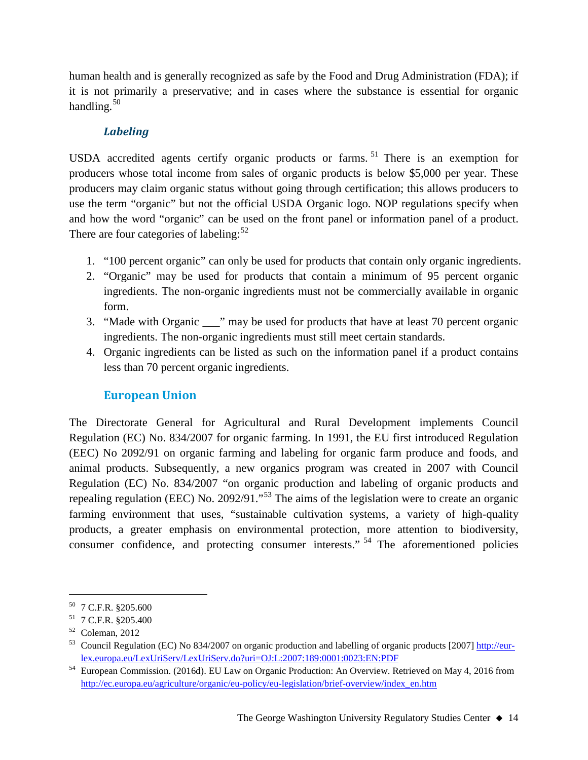human health and is generally recognized as safe by the Food and Drug Administration (FDA); if it is not primarily a preservative; and in cases where the substance is essential for organic handling.[50]

### *Labeling*

USDA accredited agents certify organic products or farms.[51] There is an exemption for producers whose total income from sales of organic products is below $5,000 per year. These producers may claim organic status without going through certification; this allows producers to use the term "organic" but not the official USDA Organic logo. NOP regulations specify when and how the word "organic" can be used on the front panel or information panel of a product. There are four categories of labeling:[52]

1. "100 percent organic" can only be used for products that contain only organic ingredients.
2. "Organic" may be used for products that contain a minimum of 95 percent organic ingredients. The non-organic ingredients must not be commercially available in organic form.
3. "Made with Organic ___" may be used for products that have at least 70 percent organic ingredients. The non-organic ingredients must still meet certain standards.
4. Organic ingredients can be listed as such on the information panel if a product contains less than 70 percent organic ingredients.

## European Union

The Directorate General for Agricultural and Rural Development implements Council Regulation (EC) No. 834/2007 for organic farming. In 1991, the EU first introduced Regulation (EEC) No 2092/91 on organic farming and labeling for organic farm produce and foods, and animal products. Subsequently, a new organics program was created in 2007 with Council Regulation (EC) No. 834/2007 "on organic production and labeling of organic products and repealing regulation (EEC) No. 2092/91."[53] The aims of the legislation were to create an organic farming environment that uses, "sustainable cultivation systems, a variety of high-quality products, a greater emphasis on environmental protection, more attention to biodiversity, consumer confidence, and protecting consumer interests."[54] The aforementioned policies

---

[50] 7 C.F.R. §205.600

[51] 7 C.F.R. §205.400

[52] Coleman, 2012

[53] Council Regulation (EC) No 834/2007 on organic production and labelling of organic products [2007] http://eur-lex.europa.eu/LexUriServ/LexUriServ.do?uri=OJ:L:2007:189:0001:0023:EN:PDF

[54] European Commission. (2016d). EU Law on Organic Production: An Overview. Retrieved on May 4, 2016 from http://ec.europa.eu/agriculture/organic/eu-policy/eu-legislation/brief-overview/index_en.htm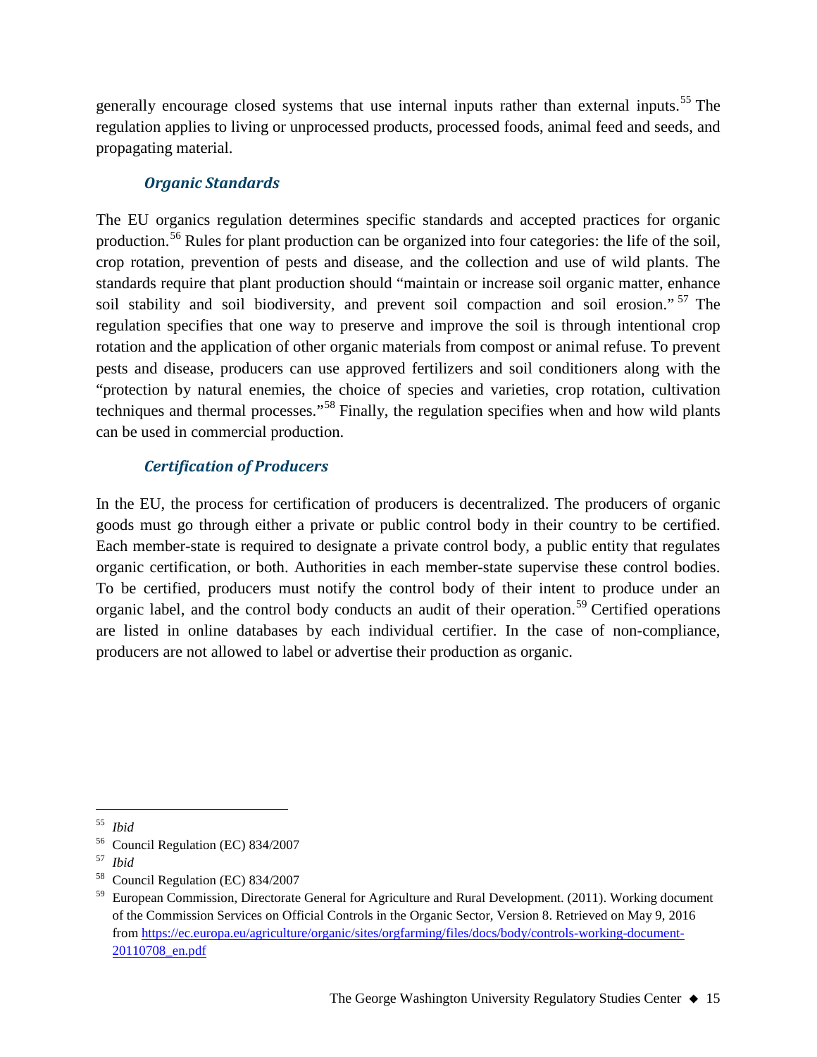generally encourage closed systems that use internal inputs rather than external inputs.[55] The regulation applies to living or unprocessed products, processed foods, animal feed and seeds, and propagating material.

### *Organic Standards*

The EU organics regulation determines specific standards and accepted practices for organic production.[56] Rules for plant production can be organized into four categories: the life of the soil, crop rotation, prevention of pests and disease, and the collection and use of wild plants. The standards require that plant production should "maintain or increase soil organic matter, enhance soil stability and soil biodiversity, and prevent soil compaction and soil erosion."[57] The regulation specifies that one way to preserve and improve the soil is through intentional crop rotation and the application of other organic materials from compost or animal refuse. To prevent pests and disease, producers can use approved fertilizers and soil conditioners along with the "protection by natural enemies, the choice of species and varieties, crop rotation, cultivation techniques and thermal processes."[58] Finally, the regulation specifies when and how wild plants can be used in commercial production.

### *Certification of Producers*

In the EU, the process for certification of producers is decentralized. The producers of organic goods must go through either a private or public control body in their country to be certified. Each member-state is required to designate a private control body, a public entity that regulates organic certification, or both. Authorities in each member-state supervise these control bodies. To be certified, producers must notify the control body of their intent to produce under an organic label, and the control body conducts an audit of their operation.[59] Certified operations are listed in online databases by each individual certifier. In the case of non-compliance, producers are not allowed to label or advertise their production as organic.

---

[55] *Ibid*

[56] Council Regulation (EC) 834/2007

[57] *Ibid*

[58] Council Regulation (EC) 834/2007

[59] European Commission, Directorate General for Agriculture and Rural Development. (2011). Working document of the Commission Services on Official Controls in the Organic Sector, Version 8. Retrieved on May 9, 2016 from https://ec.europa.eu/agriculture/organic/sites/orgfarming/files/docs/body/controls-working-document-20110708_en.pdf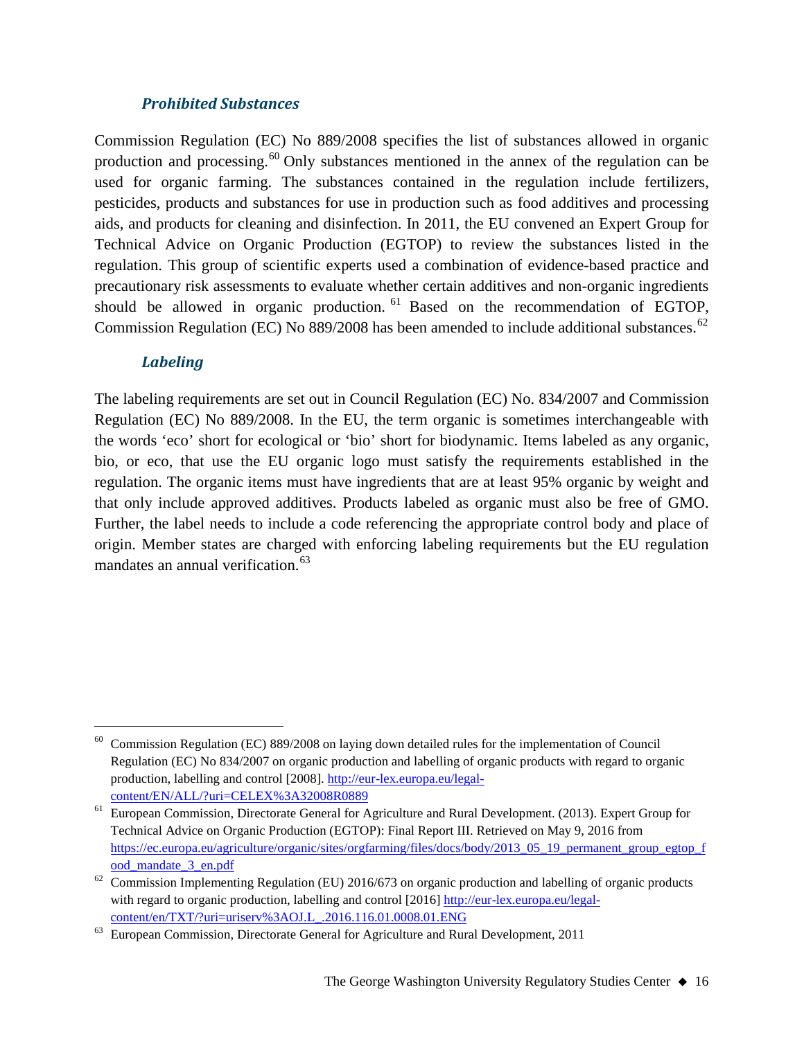### *Prohibited Substances*

Commission Regulation (EC) No 889/2008 specifies the list of substances allowed in organic production and processing.[60] Only substances mentioned in the annex of the regulation can be used for organic farming. The substances contained in the regulation include fertilizers, pesticides, products and substances for use in production such as food additives and processing aids, and products for cleaning and disinfection. In 2011, the EU convened an Expert Group for Technical Advice on Organic Production (EGTOP) to review the substances listed in the regulation. This group of scientific experts used a combination of evidence-based practice and precautionary risk assessments to evaluate whether certain additives and non-organic ingredients should be allowed in organic production.[61] Based on the recommendation of EGTOP, Commission Regulation (EC) No 889/2008 has been amended to include additional substances.[62]

### *Labeling*

The labeling requirements are set out in Council Regulation (EC) No. 834/2007 and Commission Regulation (EC) No 889/2008. In the EU, the term organic is sometimes interchangeable with the words 'eco' short for ecological or 'bio' short for biodynamic. Items labeled as any organic, bio, or eco, that use the EU organic logo must satisfy the requirements established in the regulation. The organic items must have ingredients that are at least 95% organic by weight and that only include approved additives. Products labeled as organic must also be free of GMO. Further, the label needs to include a code referencing the appropriate control body and place of origin. Member states are charged with enforcing labeling requirements but the EU regulation mandates an annual verification.[63]

---

[60] Commission Regulation (EC) 889/2008 on laying down detailed rules for the implementation of Council Regulation (EC) No 834/2007 on organic production and labelling of organic products with regard to organic production, labelling and control [2008]. http://eur-lex.europa.eu/legal-content/EN/ALL/?uri=CELEX%3A32008R0889

[61] European Commission, Directorate General for Agriculture and Rural Development. (2013). Expert Group for Technical Advice on Organic Production (EGTOP): Final Report III. Retrieved on May 9, 2016 from https://ec.europa.eu/agriculture/organic/sites/orgfarming/files/docs/body/2013_05_19_permanent_group_egtop_food_mandate_3_en.pdf

[62] Commission Implementing Regulation (EU) 2016/673 on organic production and labelling of organic products with regard to organic production, labelling and control [2016] http://eur-lex.europa.eu/legal-content/en/TXT/?uri=uriserv%3AOJ.L_.2016.116.01.0008.01.ENG

[63] European Commission, Directorate General for Agriculture and Rural Development, 2011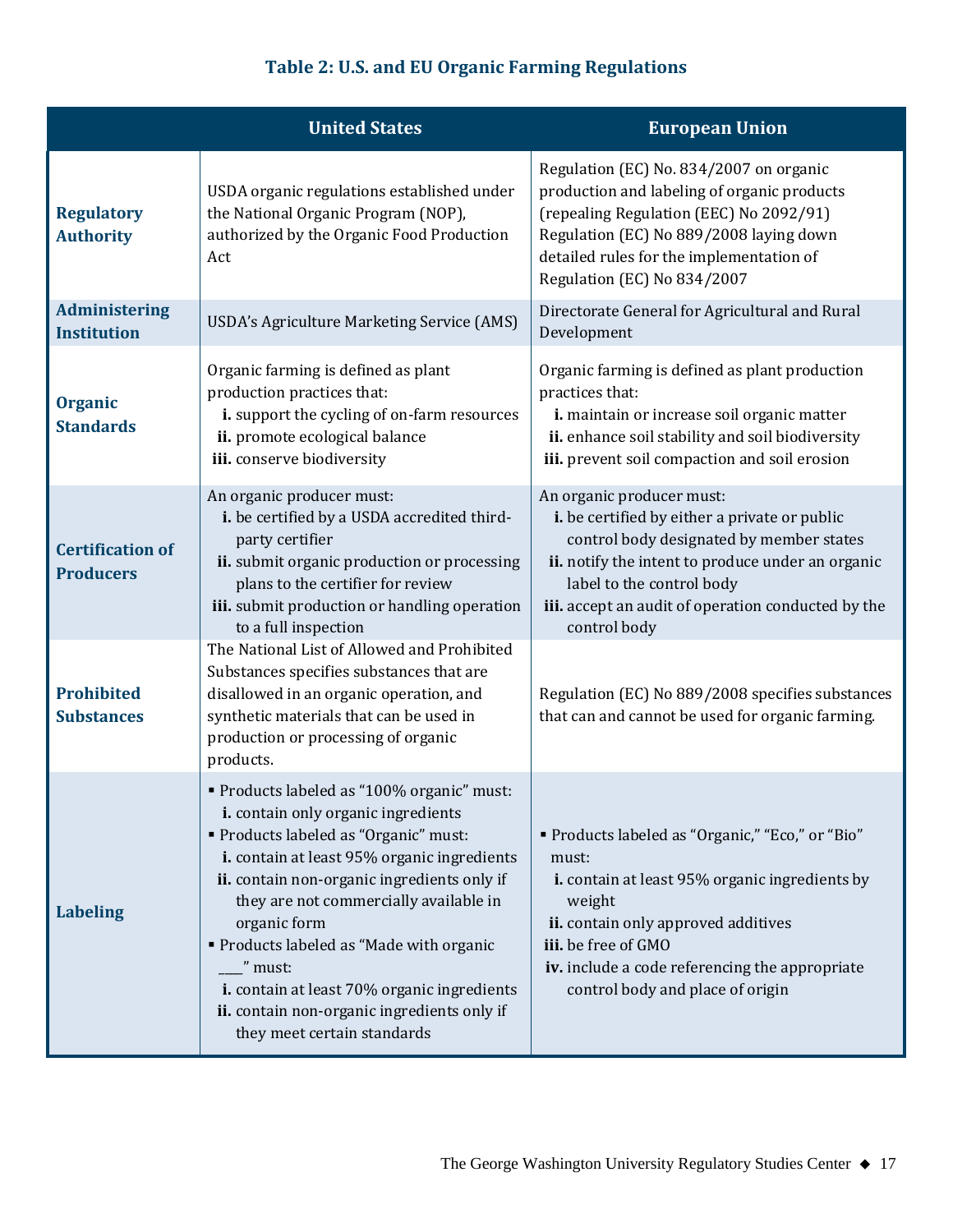### Table 2: U.S. and EU Organic Farming Regulations

| | United States | European Union |
|---|---|---|
| **Regulatory Authority** | USDA organic regulations established under the National Organic Program (NOP), authorized by the Organic Food Production Act | Regulation (EC) No. 834/2007 on organic production and labeling of organic products (repealing Regulation (EEC) No 2092/91) Regulation (EC) No 889/2008 laying down detailed rules for the implementation of Regulation (EC) No 834/2007 |
| **Administering Institution** | USDA's Agriculture Marketing Service (AMS) | Directorate General for Agricultural and Rural Development |
| **Organic Standards** | Organic farming is defined as plant production practices that: **i.** support the cycling of on-farm resources **ii.** promote ecological balance **iii.** conserve biodiversity | Organic farming is defined as plant production practices that: **i.** maintain or increase soil organic matter **ii.** enhance soil stability and soil biodiversity **iii.** prevent soil compaction and soil erosion |
| **Certification of Producers** | An organic producer must: **i.** be certified by a USDA accredited third-party certifier **ii.** submit organic production or processing plans to the certifier for review **iii.** submit production or handling operation to a full inspection | An organic producer must: **i.** be certified by either a private or public control body designated by member states **ii.** notify the intent to produce under an organic label to the control body **iii.** accept an audit of operation conducted by the control body |
| **Prohibited Substances** | The National List of Allowed and Prohibited Substances specifies substances that are disallowed in an organic operation, and synthetic materials that can be used in production or processing of organic products. | Regulation (EC) No 889/2008 specifies substances that can and cannot be used for organic farming. |
| **Labeling** | ▪ Products labeled as "100% organic" must: **i.** contain only organic ingredients ▪ Products labeled as "Organic" must: **i.** contain at least 95% organic ingredients **ii.** contain non-organic ingredients only if they are not commercially available in organic form ▪ Products labeled as "Made with organic ____" must: **i.** contain at least 70% organic ingredients **ii.** contain non-organic ingredients only if they meet certain standards | ▪ Products labeled as "Organic," "Eco," or "Bio" must: **i.** contain at least 95% organic ingredients by weight **ii.** contain only approved additives **iii.** be free of GMO **iv.** include a code referencing the appropriate control body and place of origin |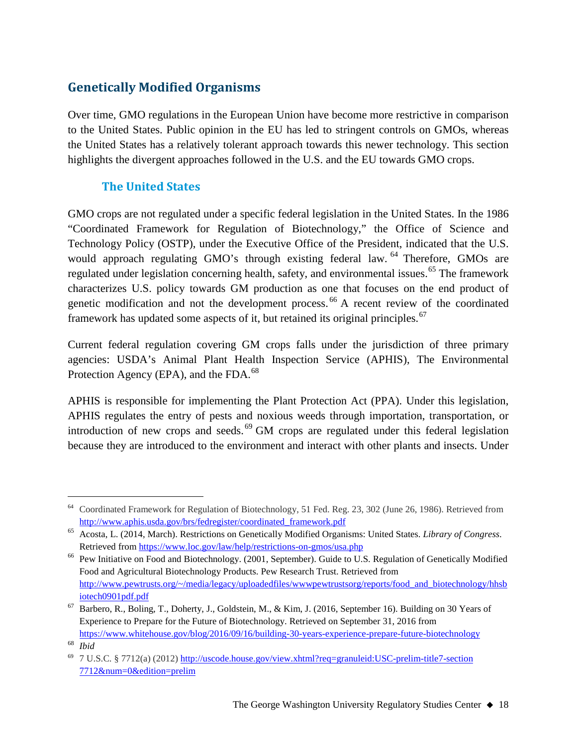## Genetically Modified Organisms

Over time, GMO regulations in the European Union have become more restrictive in comparison to the United States. Public opinion in the EU has led to stringent controls on GMOs, whereas the United States has a relatively tolerant approach towards this newer technology. This section highlights the divergent approaches followed in the U.S. and the EU towards GMO crops.

### The United States

GMO crops are not regulated under a specific federal legislation in the United States. In the 1986 "Coordinated Framework for Regulation of Biotechnology," the Office of Science and Technology Policy (OSTP), under the Executive Office of the President, indicated that the U.S. would approach regulating GMO's through existing federal law.[64] Therefore, GMOs are regulated under legislation concerning health, safety, and environmental issues.[65] The framework characterizes U.S. policy towards GM production as one that focuses on the end product of genetic modification and not the development process.[66] A recent review of the coordinated framework has updated some aspects of it, but retained its original principles.[67]

Current federal regulation covering GM crops falls under the jurisdiction of three primary agencies: USDA's Animal Plant Health Inspection Service (APHIS), The Environmental Protection Agency (EPA), and the FDA.[68]

APHIS is responsible for implementing the Plant Protection Act (PPA). Under this legislation, APHIS regulates the entry of pests and noxious weeds through importation, transportation, or introduction of new crops and seeds.[69] GM crops are regulated under this federal legislation because they are introduced to the environment and interact with other plants and insects. Under

---

[64] Coordinated Framework for Regulation of Biotechnology, 51 Fed. Reg. 23, 302 (June 26, 1986). Retrieved from http://www.aphis.usda.gov/brs/fedregister/coordinated_framework.pdf

[65] Acosta, L. (2014, March). Restrictions on Genetically Modified Organisms: United States. *Library of Congress*. Retrieved from https://www.loc.gov/law/help/restrictions-on-gmos/usa.php

[66] Pew Initiative on Food and Biotechnology. (2001, September). Guide to U.S. Regulation of Genetically Modified Food and Agricultural Biotechnology Products. Pew Research Trust. Retrieved from http://www.pewtrusts.org/~/media/legacy/uploadedfiles/wwwpewtrustsorg/reports/food_and_biotechnology/hhsbiotech0901pdf.pdf

[67] Barbero, R., Boling, T., Doherty, J., Goldstein, M., & Kim, J. (2016, September 16). Building on 30 Years of Experience to Prepare for the Future of Biotechnology. Retrieved on September 31, 2016 from https://www.whitehouse.gov/blog/2016/09/16/building-30-years-experience-prepare-future-biotechnology

[68] *Ibid*

[69] 7 U.S.C. § 7712(a) (2012) http://uscode.house.gov/view.xhtml?req=granuleid:USC-prelim-title7-section7712&num=0&edition=prelim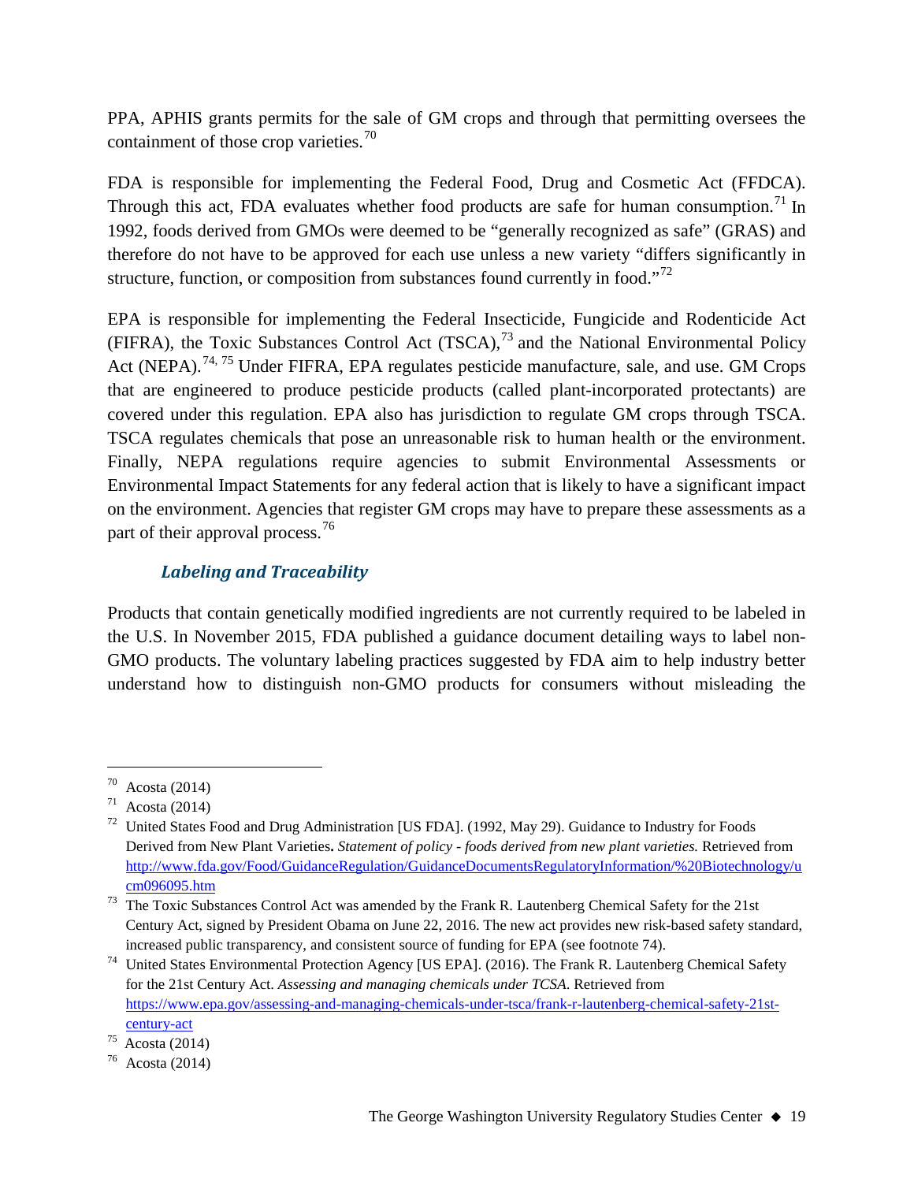PPA, APHIS grants permits for the sale of GM crops and through that permitting oversees the containment of those crop varieties.[70]

FDA is responsible for implementing the Federal Food, Drug and Cosmetic Act (FFDCA). Through this act, FDA evaluates whether food products are safe for human consumption.[71] In 1992, foods derived from GMOs were deemed to be "generally recognized as safe" (GRAS) and therefore do not have to be approved for each use unless a new variety "differs significantly in structure, function, or composition from substances found currently in food."[72]

EPA is responsible for implementing the Federal Insecticide, Fungicide and Rodenticide Act (FIFRA), the Toxic Substances Control Act (TSCA),[73] and the National Environmental Policy Act (NEPA).[74, 75] Under FIFRA, EPA regulates pesticide manufacture, sale, and use. GM Crops that are engineered to produce pesticide products (called plant-incorporated protectants) are covered under this regulation. EPA also has jurisdiction to regulate GM crops through TSCA. TSCA regulates chemicals that pose an unreasonable risk to human health or the environment. Finally, NEPA regulations require agencies to submit Environmental Assessments or Environmental Impact Statements for any federal action that is likely to have a significant impact on the environment. Agencies that register GM crops may have to prepare these assessments as a part of their approval process.[76]

### *Labeling and Traceability*

Products that contain genetically modified ingredients are not currently required to be labeled in the U.S. In November 2015, FDA published a guidance document detailing ways to label non-GMO products. The voluntary labeling practices suggested by FDA aim to help industry better understand how to distinguish non-GMO products for consumers without misleading the

---

[70] Acosta (2014)

[71] Acosta (2014)

[72] United States Food and Drug Administration [US FDA]. (1992, May 29). Guidance to Industry for Foods Derived from New Plant Varieties**.** *Statement of policy - foods derived from new plant varieties.* Retrieved from http://www.fda.gov/Food/GuidanceRegulation/GuidanceDocumentsRegulatoryInformation/%20Biotechnology/ucm096095.htm

[73] The Toxic Substances Control Act was amended by the Frank R. Lautenberg Chemical Safety for the 21st Century Act, signed by President Obama on June 22, 2016. The new act provides new risk-based safety standard, increased public transparency, and consistent source of funding for EPA (see footnote 74).

[74] United States Environmental Protection Agency [US EPA]. (2016). The Frank R. Lautenberg Chemical Safety for the 21st Century Act. *Assessing and managing chemicals under TCSA.* Retrieved from https://www.epa.gov/assessing-and-managing-chemicals-under-tsca/frank-r-lautenberg-chemical-safety-21st-century-act

[75] Acosta (2014)

[76] Acosta (2014)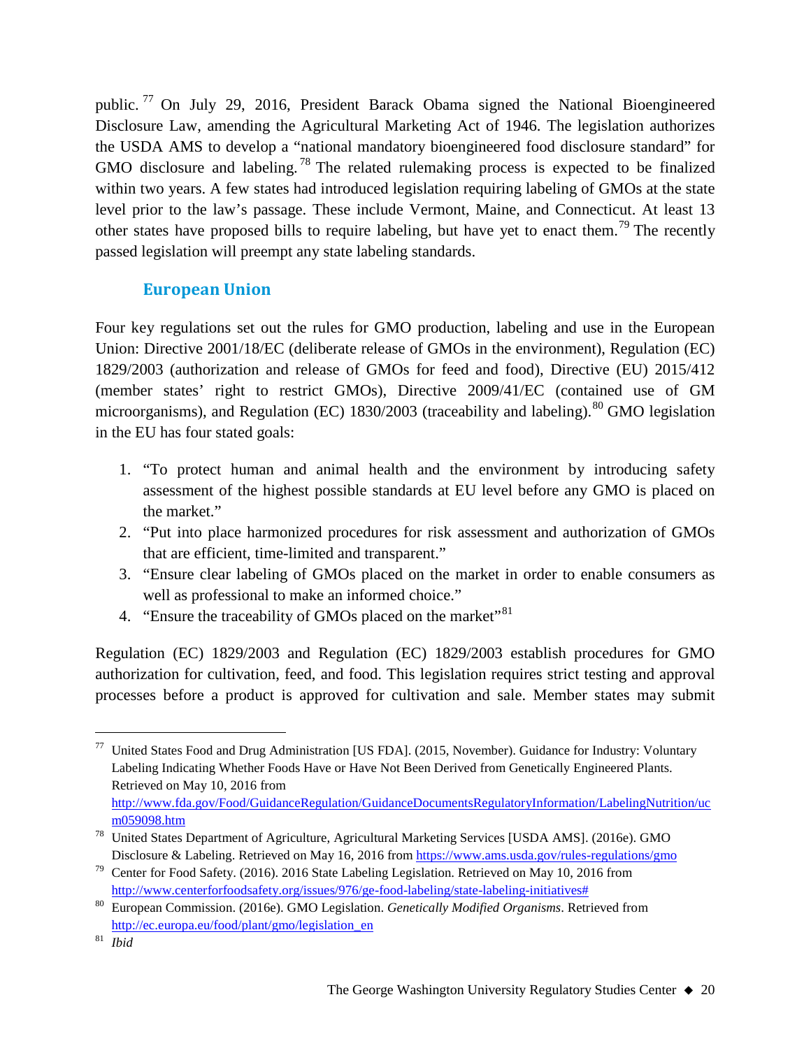public.[77] On July 29, 2016, President Barack Obama signed the National Bioengineered Disclosure Law, amending the Agricultural Marketing Act of 1946. The legislation authorizes the USDA AMS to develop a "national mandatory bioengineered food disclosure standard" for GMO disclosure and labeling.[78] The related rulemaking process is expected to be finalized within two years. A few states had introduced legislation requiring labeling of GMOs at the state level prior to the law's passage. These include Vermont, Maine, and Connecticut. At least 13 other states have proposed bills to require labeling, but have yet to enact them.[79] The recently passed legislation will preempt any state labeling standards.

### European Union

Four key regulations set out the rules for GMO production, labeling and use in the European Union: Directive 2001/18/EC (deliberate release of GMOs in the environment), Regulation (EC) 1829/2003 (authorization and release of GMOs for feed and food), Directive (EU) 2015/412 (member states' right to restrict GMOs), Directive 2009/41/EC (contained use of GM microorganisms), and Regulation (EC) 1830/2003 (traceability and labeling).[80] GMO legislation in the EU has four stated goals:

1. "To protect human and animal health and the environment by introducing safety assessment of the highest possible standards at EU level before any GMO is placed on the market."
2. "Put into place harmonized procedures for risk assessment and authorization of GMOs that are efficient, time-limited and transparent."
3. "Ensure clear labeling of GMOs placed on the market in order to enable consumers as well as professional to make an informed choice."
4. "Ensure the traceability of GMOs placed on the market"[81]

Regulation (EC) 1829/2003 and Regulation (EC) 1829/2003 establish procedures for GMO authorization for cultivation, feed, and food. This legislation requires strict testing and approval processes before a product is approved for cultivation and sale. Member states may submit

---

[77] United States Food and Drug Administration [US FDA]. (2015, November). Guidance for Industry: Voluntary Labeling Indicating Whether Foods Have or Have Not Been Derived from Genetically Engineered Plants. Retrieved on May 10, 2016 from http://www.fda.gov/Food/GuidanceRegulation/GuidanceDocumentsRegulatoryInformation/LabelingNutrition/ucm059098.htm

[78] United States Department of Agriculture, Agricultural Marketing Services [USDA AMS]. (2016e). GMO Disclosure & Labeling. Retrieved on May 16, 2016 from https://www.ams.usda.gov/rules-regulations/gmo

[79] Center for Food Safety. (2016). 2016 State Labeling Legislation. Retrieved on May 10, 2016 from http://www.centerforfoodsafety.org/issues/976/ge-food-labeling/state-labeling-initiatives#

[80] European Commission. (2016e). GMO Legislation. *Genetically Modified Organisms*. Retrieved from http://ec.europa.eu/food/plant/gmo/legislation_en

[81] *Ibid*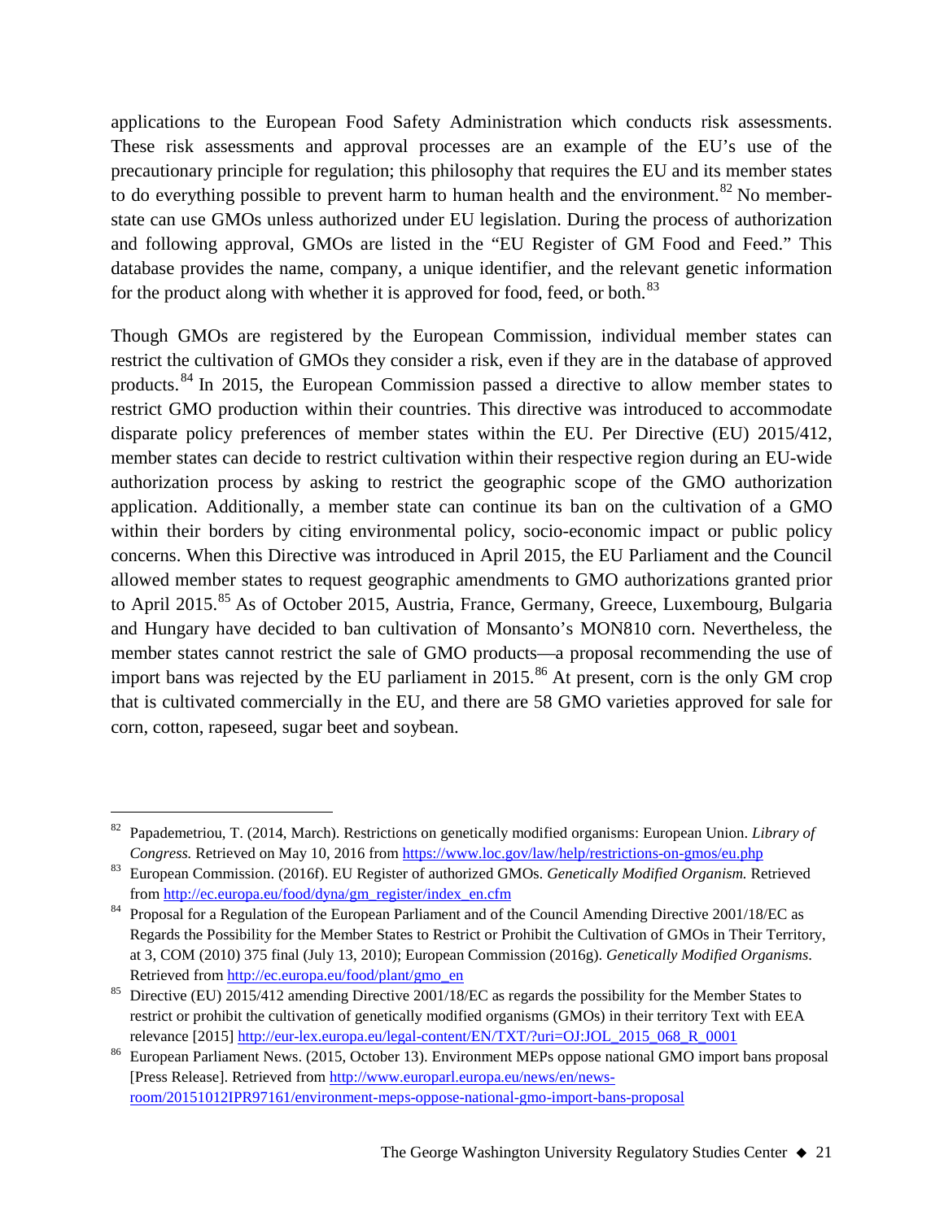applications to the European Food Safety Administration which conducts risk assessments. These risk assessments and approval processes are an example of the EU's use of the precautionary principle for regulation; this philosophy that requires the EU and its member states to do everything possible to prevent harm to human health and the environment.[82] No member-state can use GMOs unless authorized under EU legislation. During the process of authorization and following approval, GMOs are listed in the "EU Register of GM Food and Feed." This database provides the name, company, a unique identifier, and the relevant genetic information for the product along with whether it is approved for food, feed, or both.[83]

Though GMOs are registered by the European Commission, individual member states can restrict the cultivation of GMOs they consider a risk, even if they are in the database of approved products.[84] In 2015, the European Commission passed a directive to allow member states to restrict GMO production within their countries. This directive was introduced to accommodate disparate policy preferences of member states within the EU. Per Directive (EU) 2015/412, member states can decide to restrict cultivation within their respective region during an EU-wide authorization process by asking to restrict the geographic scope of the GMO authorization application. Additionally, a member state can continue its ban on the cultivation of a GMO within their borders by citing environmental policy, socio-economic impact or public policy concerns. When this Directive was introduced in April 2015, the EU Parliament and the Council allowed member states to request geographic amendments to GMO authorizations granted prior to April 2015.[85] As of October 2015, Austria, France, Germany, Greece, Luxembourg, Bulgaria and Hungary have decided to ban cultivation of Monsanto's MON810 corn. Nevertheless, the member states cannot restrict the sale of GMO products—a proposal recommending the use of import bans was rejected by the EU parliament in 2015.[86] At present, corn is the only GM crop that is cultivated commercially in the EU, and there are 58 GMO varieties approved for sale for corn, cotton, rapeseed, sugar beet and soybean.

---

[82] Papademetriou, T. (2014, March). Restrictions on genetically modified organisms: European Union. *Library of Congress.* Retrieved on May 10, 2016 from https://www.loc.gov/law/help/restrictions-on-gmos/eu.php

[83] European Commission. (2016f). EU Register of authorized GMOs. *Genetically Modified Organism.* Retrieved from http://ec.europa.eu/food/dyna/gm_register/index_en.cfm

[84] Proposal for a Regulation of the European Parliament and of the Council Amending Directive 2001/18/EC as Regards the Possibility for the Member States to Restrict or Prohibit the Cultivation of GMOs in Their Territory, at 3, COM (2010) 375 final (July 13, 2010); European Commission (2016g). *Genetically Modified Organisms*. Retrieved from http://ec.europa.eu/food/plant/gmo_en

[85] Directive (EU) 2015/412 amending Directive 2001/18/EC as regards the possibility for the Member States to restrict or prohibit the cultivation of genetically modified organisms (GMOs) in their territory Text with EEA relevance [2015] http://eur-lex.europa.eu/legal-content/EN/TXT/?uri=OJ:JOL_2015_068_R_0001

[86] European Parliament News. (2015, October 13). Environment MEPs oppose national GMO import bans proposal [Press Release]. Retrieved from http://www.europarl.europa.eu/news/en/news-room/20151012IPR97161/environment-meps-oppose-national-gmo-import-bans-proposal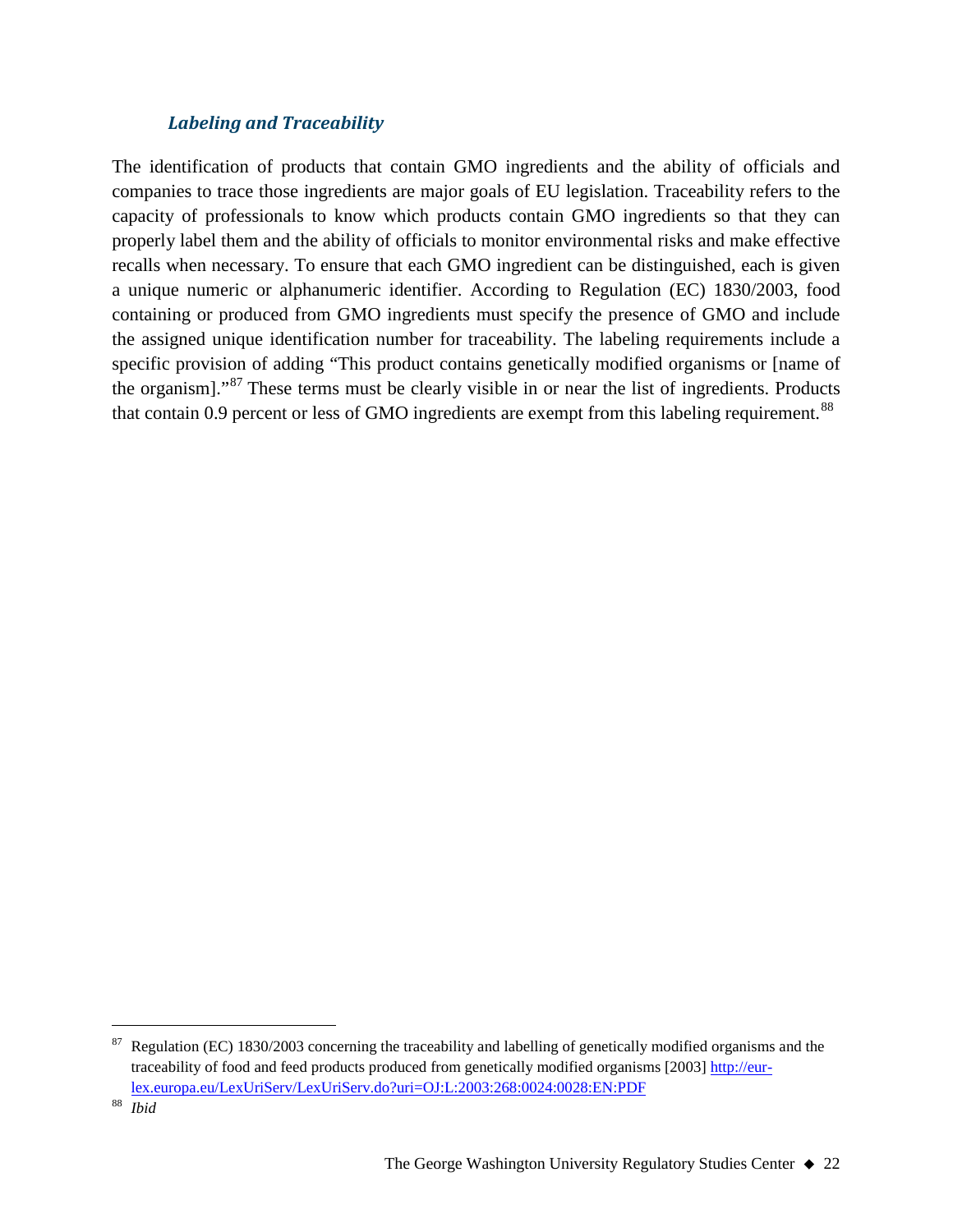### *Labeling and Traceability*

The identification of products that contain GMO ingredients and the ability of officials and companies to trace those ingredients are major goals of EU legislation. Traceability refers to the capacity of professionals to know which products contain GMO ingredients so that they can properly label them and the ability of officials to monitor environmental risks and make effective recalls when necessary. To ensure that each GMO ingredient can be distinguished, each is given a unique numeric or alphanumeric identifier. According to Regulation (EC) 1830/2003, food containing or produced from GMO ingredients must specify the presence of GMO and include the assigned unique identification number for traceability. The labeling requirements include a specific provision of adding "This product contains genetically modified organisms or [name of the organism]."[87] These terms must be clearly visible in or near the list of ingredients. Products that contain 0.9 percent or less of GMO ingredients are exempt from this labeling requirement.[88]

---

[87] Regulation (EC) 1830/2003 concerning the traceability and labelling of genetically modified organisms and the traceability of food and feed products produced from genetically modified organisms [2003] http://eur-lex.europa.eu/LexUriServ/LexUriServ.do?uri=OJ:L:2003:268:0024:0028:EN:PDF

[88] *Ibid*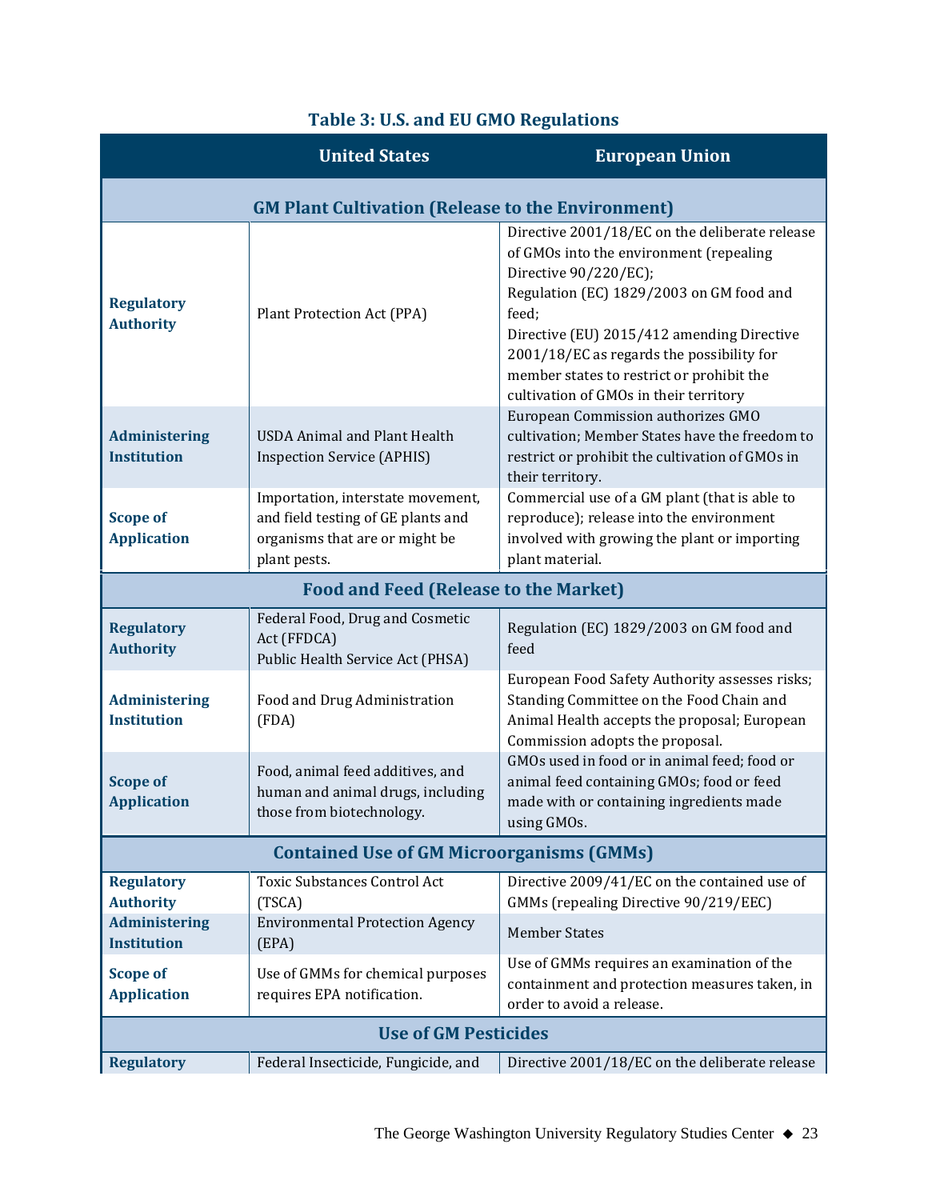**Table 3: U.S. and EU GMO Regulations**

| | United States | European Union |
|---|---|---|
| **GM Plant Cultivation (Release to the Environment)** | | |
| **Regulatory Authority** | Plant Protection Act (PPA) | Directive 2001/18/EC on the deliberate release of GMOs into the environment (repealing Directive 90/220/EC);<br>Regulation (EC) 1829/2003 on GM food and feed;<br>Directive (EU) 2015/412 amending Directive 2001/18/EC as regards the possibility for member states to restrict or prohibit the cultivation of GMOs in their territory |
| **Administering Institution** | USDA Animal and Plant Health Inspection Service (APHIS) | European Commission authorizes GMO cultivation; Member States have the freedom to restrict or prohibit the cultivation of GMOs in their territory. |
| **Scope of Application** | Importation, interstate movement, and field testing of GE plants and organisms that are or might be plant pests. | Commercial use of a GM plant (that is able to reproduce); release into the environment involved with growing the plant or importing plant material. |
| **Food and Feed (Release to the Market)** | | |
| **Regulatory Authority** | Federal Food, Drug and Cosmetic Act (FFDCA)<br>Public Health Service Act (PHSA) | Regulation (EC) 1829/2003 on GM food and feed |
| **Administering Institution** | Food and Drug Administration (FDA) | European Food Safety Authority assesses risks; Standing Committee on the Food Chain and Animal Health accepts the proposal; European Commission adopts the proposal. |
| **Scope of Application** | Food, animal feed additives, and human and animal drugs, including those from biotechnology. | GMOs used in food or in animal feed; food or animal feed containing GMOs; food or feed made with or containing ingredients made using GMOs. |
| **Contained Use of GM Microorganisms (GMMs)** | | |
| **Regulatory Authority** | Toxic Substances Control Act (TSCA) | Directive 2009/41/EC on the contained use of GMMs (repealing Directive 90/219/EEC) |
| **Administering Institution** | Environmental Protection Agency (EPA) | Member States |
| **Scope of Application** | Use of GMMs for chemical purposes requires EPA notification. | Use of GMMs requires an examination of the containment and protection measures taken, in order to avoid a release. |
| **Use of GM Pesticides** | | |
| **Regulatory** | Federal Insecticide, Fungicide, and | Directive 2001/18/EC on the deliberate release |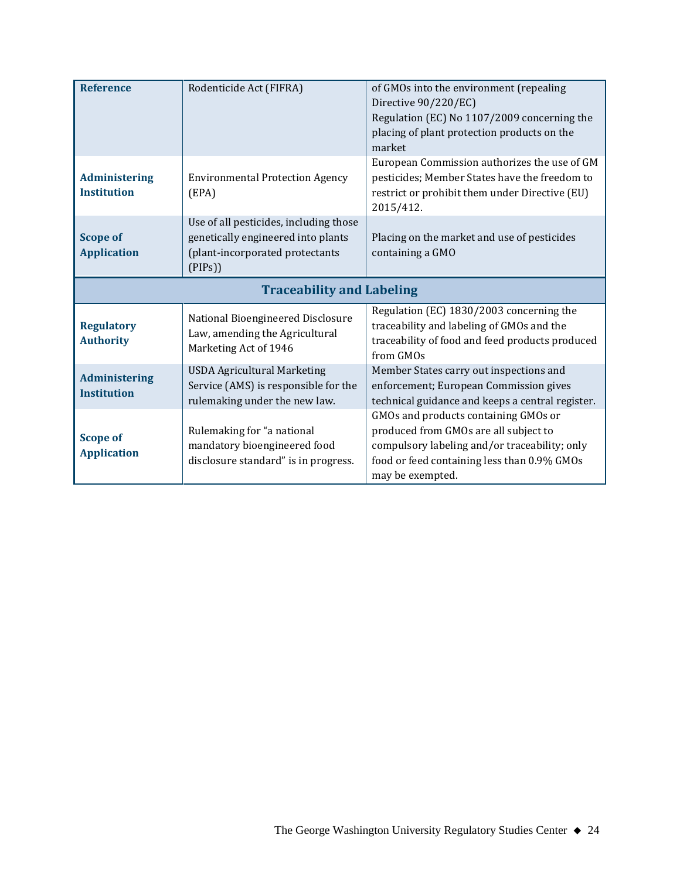| | | |
|---|---|---|
| **Reference** | Rodenticide Act (FIFRA) | of GMOs into the environment (repealing Directive 90/220/EC) Regulation (EC) No 1107/2009 concerning the placing of plant protection products on the market |
| **Administering Institution** | Environmental Protection Agency (EPA) | European Commission authorizes the use of GM pesticides; Member States have the freedom to restrict or prohibit them under Directive (EU) 2015/412. |
| **Scope of Application** | Use of all pesticides, including those genetically engineered into plants (plant-incorporated protectants (PIPs)) | Placing on the market and use of pesticides containing a GMO |
| **Traceability and Labeling** | | |
| **Regulatory Authority** | National Bioengineered Disclosure Law, amending the Agricultural Marketing Act of 1946 | Regulation (EC) 1830/2003 concerning the traceability and labeling of GMOs and the traceability of food and feed products produced from GMOs |
| **Administering Institution** | USDA Agricultural Marketing Service (AMS) is responsible for the rulemaking under the new law. | Member States carry out inspections and enforcement; European Commission gives technical guidance and keeps a central register. |
| **Scope of Application** | Rulemaking for "a national mandatory bioengineered food disclosure standard" is in progress. | GMOs and products containing GMOs or produced from GMOs are all subject to compulsory labeling and/or traceability; only food or feed containing less than 0.9% GMOs may be exempted. |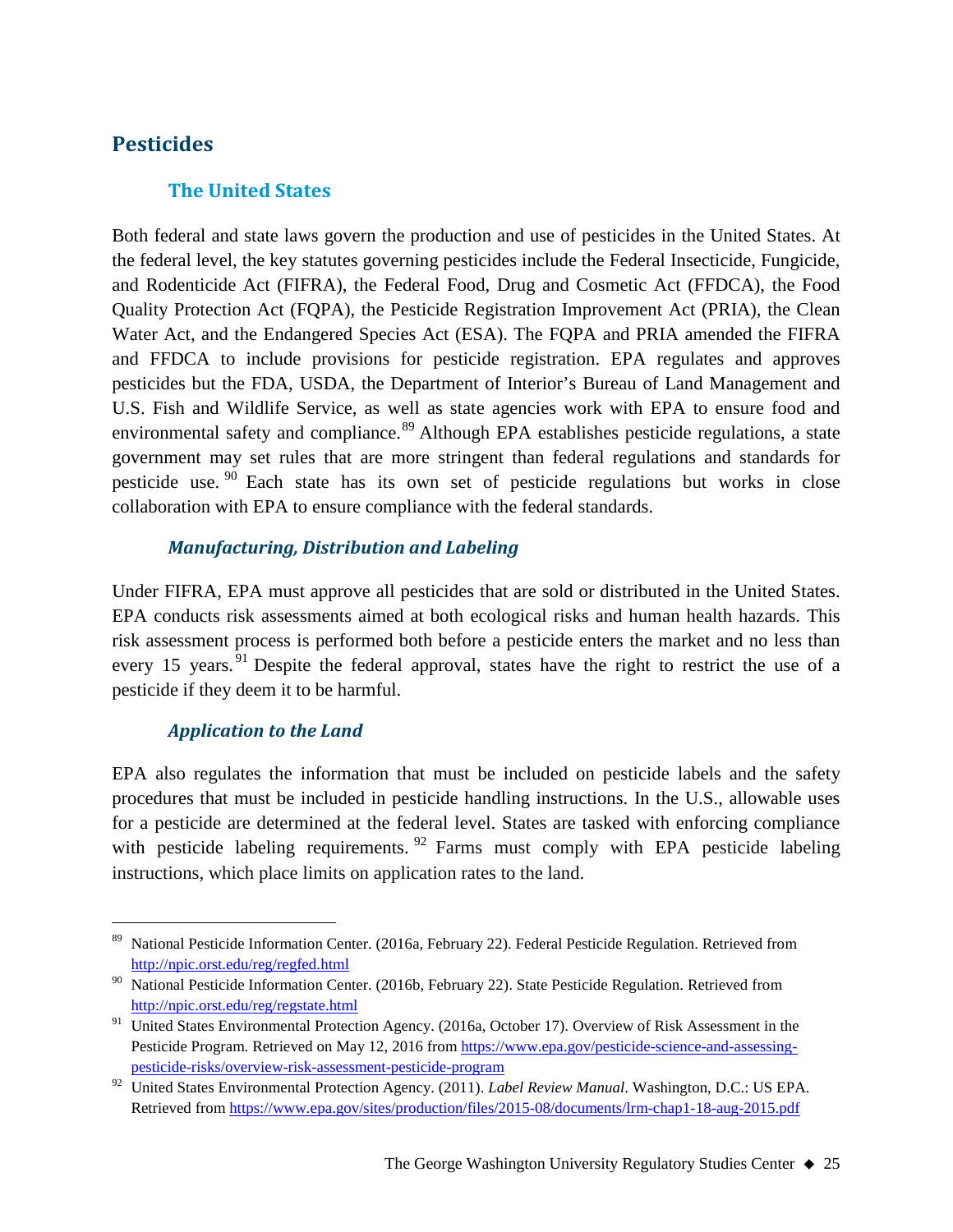## Pesticides

### The United States

Both federal and state laws govern the production and use of pesticides in the United States. At the federal level, the key statutes governing pesticides include the Federal Insecticide, Fungicide, and Rodenticide Act (FIFRA), the Federal Food, Drug and Cosmetic Act (FFDCA), the Food Quality Protection Act (FQPA), the Pesticide Registration Improvement Act (PRIA), the Clean Water Act, and the Endangered Species Act (ESA). The FQPA and PRIA amended the FIFRA and FFDCA to include provisions for pesticide registration. EPA regulates and approves pesticides but the FDA, USDA, the Department of Interior's Bureau of Land Management and U.S. Fish and Wildlife Service, as well as state agencies work with EPA to ensure food and environmental safety and compliance.[89] Although EPA establishes pesticide regulations, a state government may set rules that are more stringent than federal regulations and standards for pesticide use.[90] Each state has its own set of pesticide regulations but works in close collaboration with EPA to ensure compliance with the federal standards.

#### *Manufacturing, Distribution and Labeling*

Under FIFRA, EPA must approve all pesticides that are sold or distributed in the United States. EPA conducts risk assessments aimed at both ecological risks and human health hazards. This risk assessment process is performed both before a pesticide enters the market and no less than every 15 years.[91] Despite the federal approval, states have the right to restrict the use of a pesticide if they deem it to be harmful.

#### *Application to the Land*

EPA also regulates the information that must be included on pesticide labels and the safety procedures that must be included in pesticide handling instructions. In the U.S., allowable uses for a pesticide are determined at the federal level. States are tasked with enforcing compliance with pesticide labeling requirements.[92] Farms must comply with EPA pesticide labeling instructions, which place limits on application rates to the land.

---

[89] National Pesticide Information Center. (2016a, February 22). Federal Pesticide Regulation. Retrieved from http://npic.orst.edu/reg/regfed.html

[90] National Pesticide Information Center. (2016b, February 22). State Pesticide Regulation. Retrieved from http://npic.orst.edu/reg/regstate.html

[91] United States Environmental Protection Agency. (2016a, October 17). Overview of Risk Assessment in the Pesticide Program. Retrieved on May 12, 2016 from https://www.epa.gov/pesticide-science-and-assessing-pesticide-risks/overview-risk-assessment-pesticide-program

[92] United States Environmental Protection Agency. (2011). *Label Review Manual*. Washington, D.C.: US EPA. Retrieved from https://www.epa.gov/sites/production/files/2015-08/documents/lrm-chap1-18-aug-2015.pdf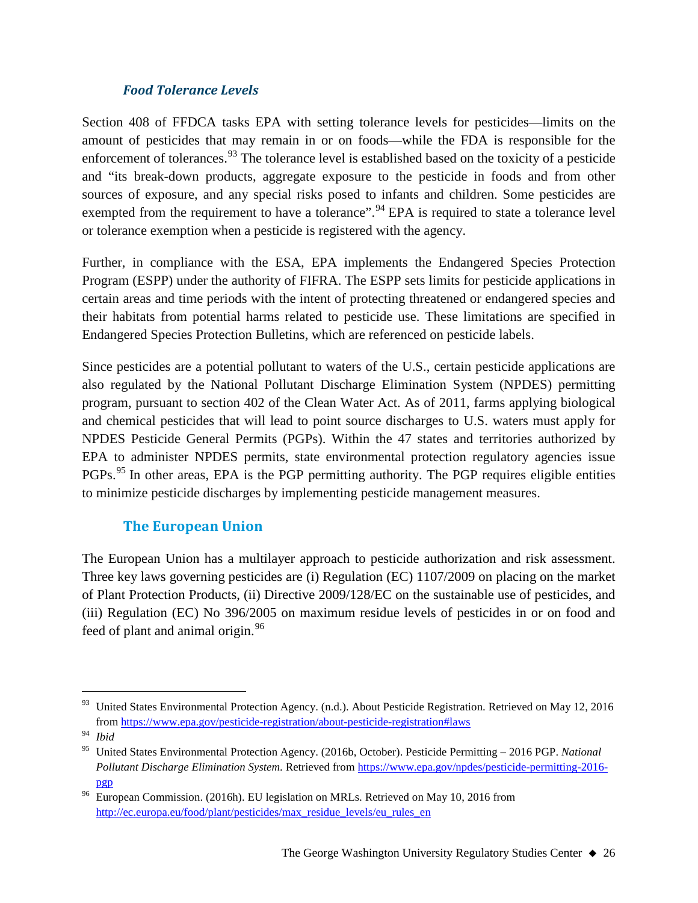### *Food Tolerance Levels*

Section 408 of FFDCA tasks EPA with setting tolerance levels for pesticides—limits on the amount of pesticides that may remain in or on foods—while the FDA is responsible for the enforcement of tolerances.[93] The tolerance level is established based on the toxicity of a pesticide and "its break-down products, aggregate exposure to the pesticide in foods and from other sources of exposure, and any special risks posed to infants and children. Some pesticides are exempted from the requirement to have a tolerance".[94] EPA is required to state a tolerance level or tolerance exemption when a pesticide is registered with the agency.

Further, in compliance with the ESA, EPA implements the Endangered Species Protection Program (ESPP) under the authority of FIFRA. The ESPP sets limits for pesticide applications in certain areas and time periods with the intent of protecting threatened or endangered species and their habitats from potential harms related to pesticide use. These limitations are specified in Endangered Species Protection Bulletins, which are referenced on pesticide labels.

Since pesticides are a potential pollutant to waters of the U.S., certain pesticide applications are also regulated by the National Pollutant Discharge Elimination System (NPDES) permitting program, pursuant to section 402 of the Clean Water Act. As of 2011, farms applying biological and chemical pesticides that will lead to point source discharges to U.S. waters must apply for NPDES Pesticide General Permits (PGPs). Within the 47 states and territories authorized by EPA to administer NPDES permits, state environmental protection regulatory agencies issue PGPs.[95] In other areas, EPA is the PGP permitting authority. The PGP requires eligible entities to minimize pesticide discharges by implementing pesticide management measures.

## The European Union

The European Union has a multilayer approach to pesticide authorization and risk assessment. Three key laws governing pesticides are (i) Regulation (EC) 1107/2009 on placing on the market of Plant Protection Products, (ii) Directive 2009/128/EC on the sustainable use of pesticides, and (iii) Regulation (EC) No 396/2005 on maximum residue levels of pesticides in or on food and feed of plant and animal origin.[96]

---

[93] United States Environmental Protection Agency. (n.d.). About Pesticide Registration. Retrieved on May 12, 2016 from https://www.epa.gov/pesticide-registration/about-pesticide-registration#laws

[94] *Ibid*

[95] United States Environmental Protection Agency. (2016b, October). Pesticide Permitting – 2016 PGP. *National Pollutant Discharge Elimination System.* Retrieved from https://www.epa.gov/npdes/pesticide-permitting-2016-pgp

[96] European Commission. (2016h). EU legislation on MRLs. Retrieved on May 10, 2016 from http://ec.europa.eu/food/plant/pesticides/max_residue_levels/eu_rules_en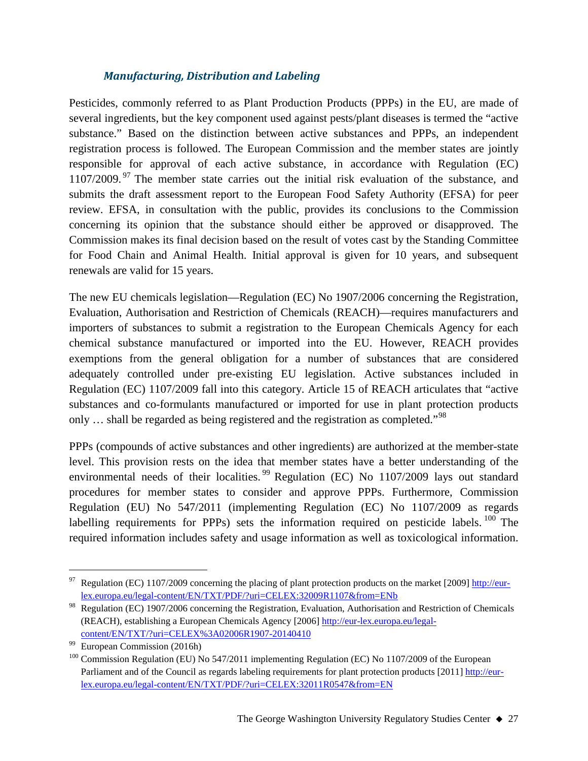### *Manufacturing, Distribution and Labeling*

Pesticides, commonly referred to as Plant Production Products (PPPs) in the EU, are made of several ingredients, but the key component used against pests/plant diseases is termed the "active substance." Based on the distinction between active substances and PPPs, an independent registration process is followed. The European Commission and the member states are jointly responsible for approval of each active substance, in accordance with Regulation (EC) 1107/2009.[97] The member state carries out the initial risk evaluation of the substance, and submits the draft assessment report to the European Food Safety Authority (EFSA) for peer review. EFSA, in consultation with the public, provides its conclusions to the Commission concerning its opinion that the substance should either be approved or disapproved. The Commission makes its final decision based on the result of votes cast by the Standing Committee for Food Chain and Animal Health. Initial approval is given for 10 years, and subsequent renewals are valid for 15 years.

The new EU chemicals legislation—Regulation (EC) No 1907/2006 concerning the Registration, Evaluation, Authorisation and Restriction of Chemicals (REACH)—requires manufacturers and importers of substances to submit a registration to the European Chemicals Agency for each chemical substance manufactured or imported into the EU. However, REACH provides exemptions from the general obligation for a number of substances that are considered adequately controlled under pre-existing EU legislation. Active substances included in Regulation (EC) 1107/2009 fall into this category. Article 15 of REACH articulates that "active substances and co-formulants manufactured or imported for use in plant protection products only … shall be regarded as being registered and the registration as completed."[98]

PPPs (compounds of active substances and other ingredients) are authorized at the member-state level. This provision rests on the idea that member states have a better understanding of the environmental needs of their localities.[99] Regulation (EC) No 1107/2009 lays out standard procedures for member states to consider and approve PPPs. Furthermore, Commission Regulation (EU) No 547/2011 (implementing Regulation (EC) No 1107/2009 as regards labelling requirements for PPPs) sets the information required on pesticide labels.[100] The required information includes safety and usage information as well as toxicological information.

---

[97] Regulation (EC) 1107/2009 concerning the placing of plant protection products on the market [2009] http://eur-lex.europa.eu/legal-content/EN/TXT/PDF/?uri=CELEX:32009R1107&from=ENb

[98] Regulation (EC) 1907/2006 concerning the Registration, Evaluation, Authorisation and Restriction of Chemicals (REACH), establishing a European Chemicals Agency [2006] http://eur-lex.europa.eu/legal-content/EN/TXT/?uri=CELEX%3A02006R1907-20140410

[99] European Commission (2016h)

[100] Commission Regulation (EU) No 547/2011 implementing Regulation (EC) No 1107/2009 of the European Parliament and of the Council as regards labeling requirements for plant protection products [2011] http://eur-lex.europa.eu/legal-content/EN/TXT/PDF/?uri=CELEX:32011R0547&from=EN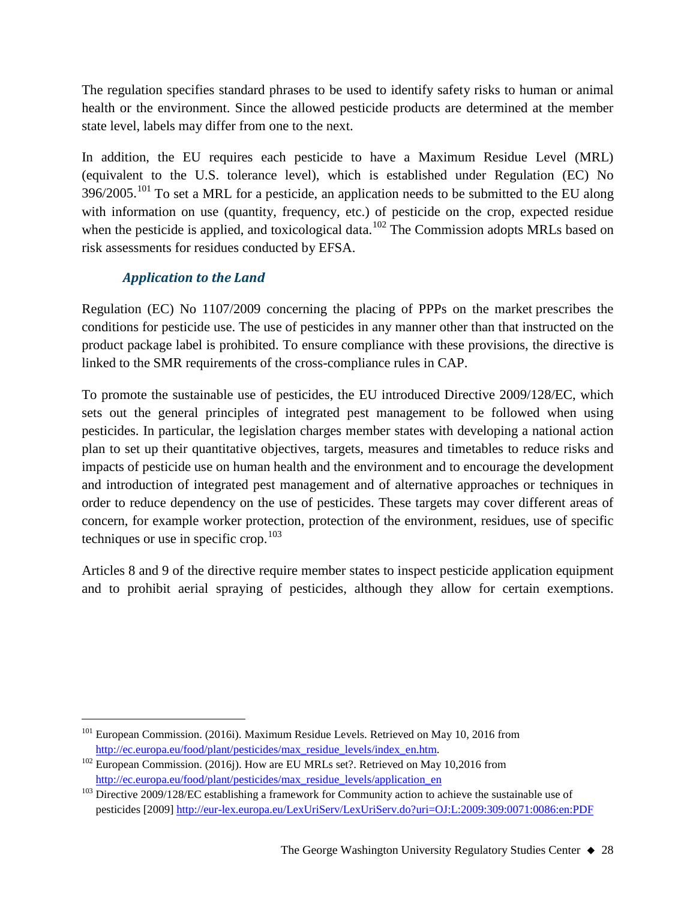The regulation specifies standard phrases to be used to identify safety risks to human or animal health or the environment. Since the allowed pesticide products are determined at the member state level, labels may differ from one to the next.

In addition, the EU requires each pesticide to have a Maximum Residue Level (MRL) (equivalent to the U.S. tolerance level), which is established under Regulation (EC) No 396/2005.[101] To set a MRL for a pesticide, an application needs to be submitted to the EU along with information on use (quantity, frequency, etc.) of pesticide on the crop, expected residue when the pesticide is applied, and toxicological data.[102] The Commission adopts MRLs based on risk assessments for residues conducted by EFSA.

### *Application to the Land*

Regulation (EC) No 1107/2009 concerning the placing of PPPs on the market prescribes the conditions for pesticide use. The use of pesticides in any manner other than that instructed on the product package label is prohibited. To ensure compliance with these provisions, the directive is linked to the SMR requirements of the cross-compliance rules in CAP.

To promote the sustainable use of pesticides, the EU introduced Directive 2009/128/EC, which sets out the general principles of integrated pest management to be followed when using pesticides. In particular, the legislation charges member states with developing a national action plan to set up their quantitative objectives, targets, measures and timetables to reduce risks and impacts of pesticide use on human health and the environment and to encourage the development and introduction of integrated pest management and of alternative approaches or techniques in order to reduce dependency on the use of pesticides. These targets may cover different areas of concern, for example worker protection, protection of the environment, residues, use of specific techniques or use in specific crop.[103]

Articles 8 and 9 of the directive require member states to inspect pesticide application equipment and to prohibit aerial spraying of pesticides, although they allow for certain exemptions.

---

[101] European Commission. (2016i). Maximum Residue Levels. Retrieved on May 10, 2016 from http://ec.europa.eu/food/plant/pesticides/max_residue_levels/index_en.htm.

[102] European Commission. (2016j). How are EU MRLs set?. Retrieved on May 10,2016 from http://ec.europa.eu/food/plant/pesticides/max_residue_levels/application_en

[103] Directive 2009/128/EC establishing a framework for Community action to achieve the sustainable use of pesticides [2009] http://eur-lex.europa.eu/LexUriServ/LexUriServ.do?uri=OJ:L:2009:309:0071:0086:en:PDF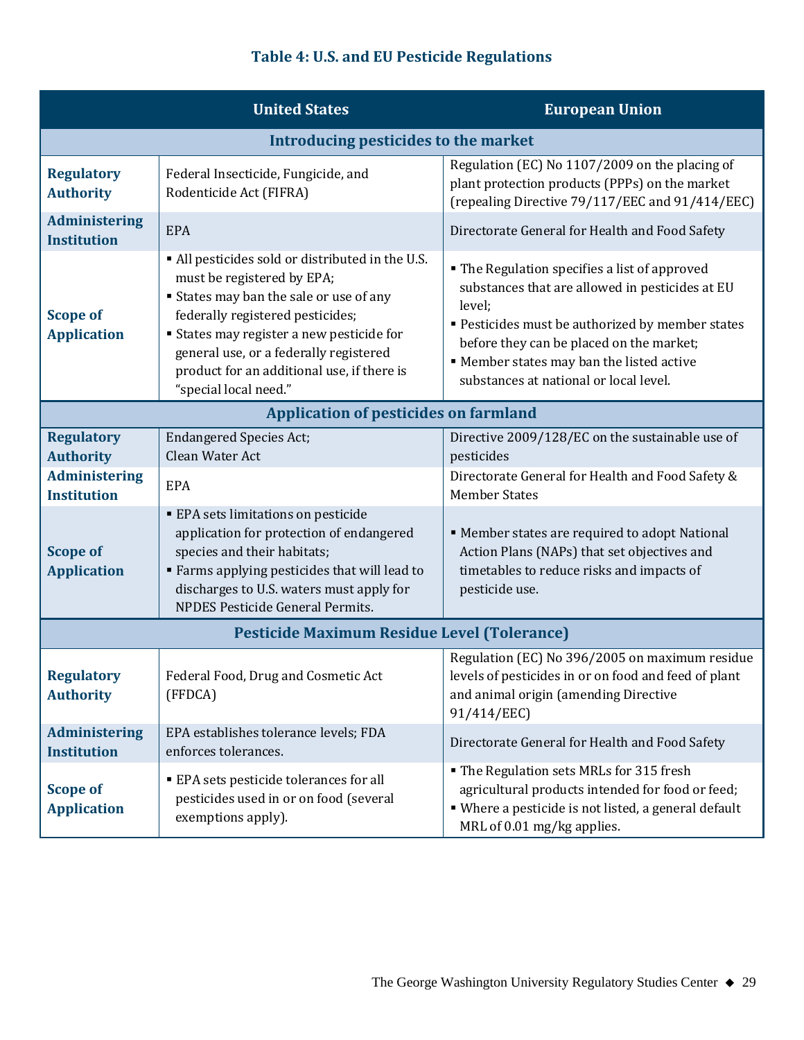**Table 4: U.S. and EU Pesticide Regulations**

| | United States | European Union |
|---|---|---|
| **Introducing pesticides to the market** | | |
| **Regulatory Authority** | Federal Insecticide, Fungicide, and Rodenticide Act (FIFRA) | Regulation (EC) No 1107/2009 on the placing of plant protection products (PPPs) on the market (repealing Directive 79/117/EEC and 91/414/EEC) |
| **Administering Institution** | EPA | Directorate General for Health and Food Safety |
| **Scope of Application** | ▪ All pesticides sold or distributed in the U.S. must be registered by EPA;<br>▪ States may ban the sale or use of any federally registered pesticides;<br>▪ States may register a new pesticide for general use, or a federally registered product for an additional use, if there is "special local need." | ▪ The Regulation specifies a list of approved substances that are allowed in pesticides at EU level;<br>▪ Pesticides must be authorized by member states before they can be placed on the market;<br>▪ Member states may ban the listed active substances at national or local level. |
| **Application of pesticides on farmland** | | |
| **Regulatory Authority** | Endangered Species Act;<br>Clean Water Act | Directive 2009/128/EC on the sustainable use of pesticides |
| **Administering Institution** | EPA | Directorate General for Health and Food Safety & Member States |
| **Scope of Application** | ▪ EPA sets limitations on pesticide application for protection of endangered species and their habitats;<br>▪ Farms applying pesticides that will lead to discharges to U.S. waters must apply for NPDES Pesticide General Permits. | ▪ Member states are required to adopt National Action Plans (NAPs) that set objectives and timetables to reduce risks and impacts of pesticide use. |
| **Pesticide Maximum Residue Level (Tolerance)** | | |
| **Regulatory Authority** | Federal Food, Drug and Cosmetic Act (FFDCA) | Regulation (EC) No 396/2005 on maximum residue levels of pesticides in or on food and feed of plant and animal origin (amending Directive 91/414/EEC) |
| **Administering Institution** | EPA establishes tolerance levels; FDA enforces tolerances. | Directorate General for Health and Food Safety |
| **Scope of Application** | ▪ EPA sets pesticide tolerances for all pesticides used in or on food (several exemptions apply). | ▪ The Regulation sets MRLs for 315 fresh agricultural products intended for food or feed;<br>▪ Where a pesticide is not listed, a general default MRL of 0.01 mg/kg applies. |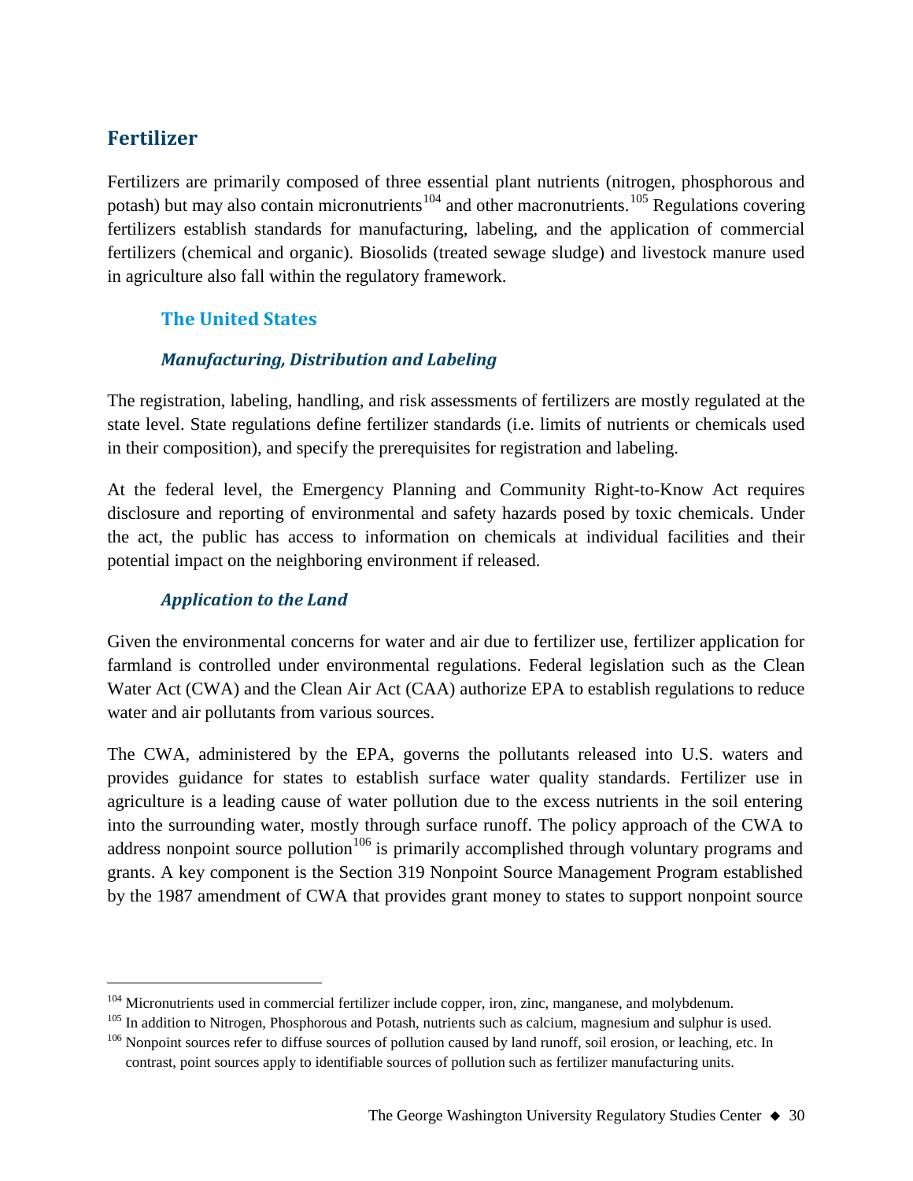## Fertilizer

Fertilizers are primarily composed of three essential plant nutrients (nitrogen, phosphorous and potash) but may also contain micronutrients[104] and other macronutrients.[105] Regulations covering fertilizers establish standards for manufacturing, labeling, and the application of commercial fertilizers (chemical and organic). Biosolids (treated sewage sludge) and livestock manure used in agriculture also fall within the regulatory framework.

### The United States

#### *Manufacturing, Distribution and Labeling*

The registration, labeling, handling, and risk assessments of fertilizers are mostly regulated at the state level. State regulations define fertilizer standards (i.e. limits of nutrients or chemicals used in their composition), and specify the prerequisites for registration and labeling.

At the federal level, the Emergency Planning and Community Right-to-Know Act requires disclosure and reporting of environmental and safety hazards posed by toxic chemicals. Under the act, the public has access to information on chemicals at individual facilities and their potential impact on the neighboring environment if released.

#### *Application to the Land*

Given the environmental concerns for water and air due to fertilizer use, fertilizer application for farmland is controlled under environmental regulations. Federal legislation such as the Clean Water Act (CWA) and the Clean Air Act (CAA) authorize EPA to establish regulations to reduce water and air pollutants from various sources.

The CWA, administered by the EPA, governs the pollutants released into U.S. waters and provides guidance for states to establish surface water quality standards. Fertilizer use in agriculture is a leading cause of water pollution due to the excess nutrients in the soil entering into the surrounding water, mostly through surface runoff. The policy approach of the CWA to address nonpoint source pollution[106] is primarily accomplished through voluntary programs and grants. A key component is the Section 319 Nonpoint Source Management Program established by the 1987 amendment of CWA that provides grant money to states to support nonpoint source

---

[104] Micronutrients used in commercial fertilizer include copper, iron, zinc, manganese, and molybdenum.

[105] In addition to Nitrogen, Phosphorous and Potash, nutrients such as calcium, magnesium and sulphur is used.

[106] Nonpoint sources refer to diffuse sources of pollution caused by land runoff, soil erosion, or leaching, etc. In contrast, point sources apply to identifiable sources of pollution such as fertilizer manufacturing units.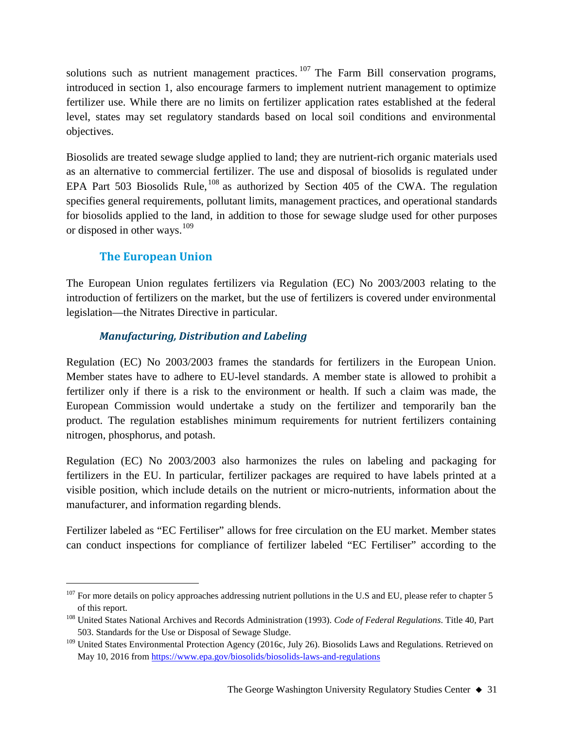solutions such as nutrient management practices.[107] The Farm Bill conservation programs, introduced in section 1, also encourage farmers to implement nutrient management to optimize fertilizer use. While there are no limits on fertilizer application rates established at the federal level, states may set regulatory standards based on local soil conditions and environmental objectives.

Biosolids are treated sewage sludge applied to land; they are nutrient-rich organic materials used as an alternative to commercial fertilizer. The use and disposal of biosolids is regulated under EPA Part 503 Biosolids Rule,[108] as authorized by Section 405 of the CWA. The regulation specifies general requirements, pollutant limits, management practices, and operational standards for biosolids applied to the land, in addition to those for sewage sludge used for other purposes or disposed in other ways.[109]

## The European Union

The European Union regulates fertilizers via Regulation (EC) No 2003/2003 relating to the introduction of fertilizers on the market, but the use of fertilizers is covered under environmental legislation—the Nitrates Directive in particular.

### *Manufacturing, Distribution and Labeling*

Regulation (EC) No 2003/2003 frames the standards for fertilizers in the European Union. Member states have to adhere to EU-level standards. A member state is allowed to prohibit a fertilizer only if there is a risk to the environment or health. If such a claim was made, the European Commission would undertake a study on the fertilizer and temporarily ban the product. The regulation establishes minimum requirements for nutrient fertilizers containing nitrogen, phosphorus, and potash.

Regulation (EC) No 2003/2003 also harmonizes the rules on labeling and packaging for fertilizers in the EU. In particular, fertilizer packages are required to have labels printed at a visible position, which include details on the nutrient or micro-nutrients, information about the manufacturer, and information regarding blends.

Fertilizer labeled as "EC Fertiliser" allows for free circulation on the EU market. Member states can conduct inspections for compliance of fertilizer labeled "EC Fertiliser" according to the

---

[107] For more details on policy approaches addressing nutrient pollutions in the U.S and EU, please refer to chapter 5 of this report.

[108] United States National Archives and Records Administration (1993). *Code of Federal Regulations*. Title 40, Part 503. Standards for the Use or Disposal of Sewage Sludge.

[109] United States Environmental Protection Agency (2016c, July 26). Biosolids Laws and Regulations. Retrieved on May 10, 2016 from https://www.epa.gov/biosolids/biosolids-laws-and-regulations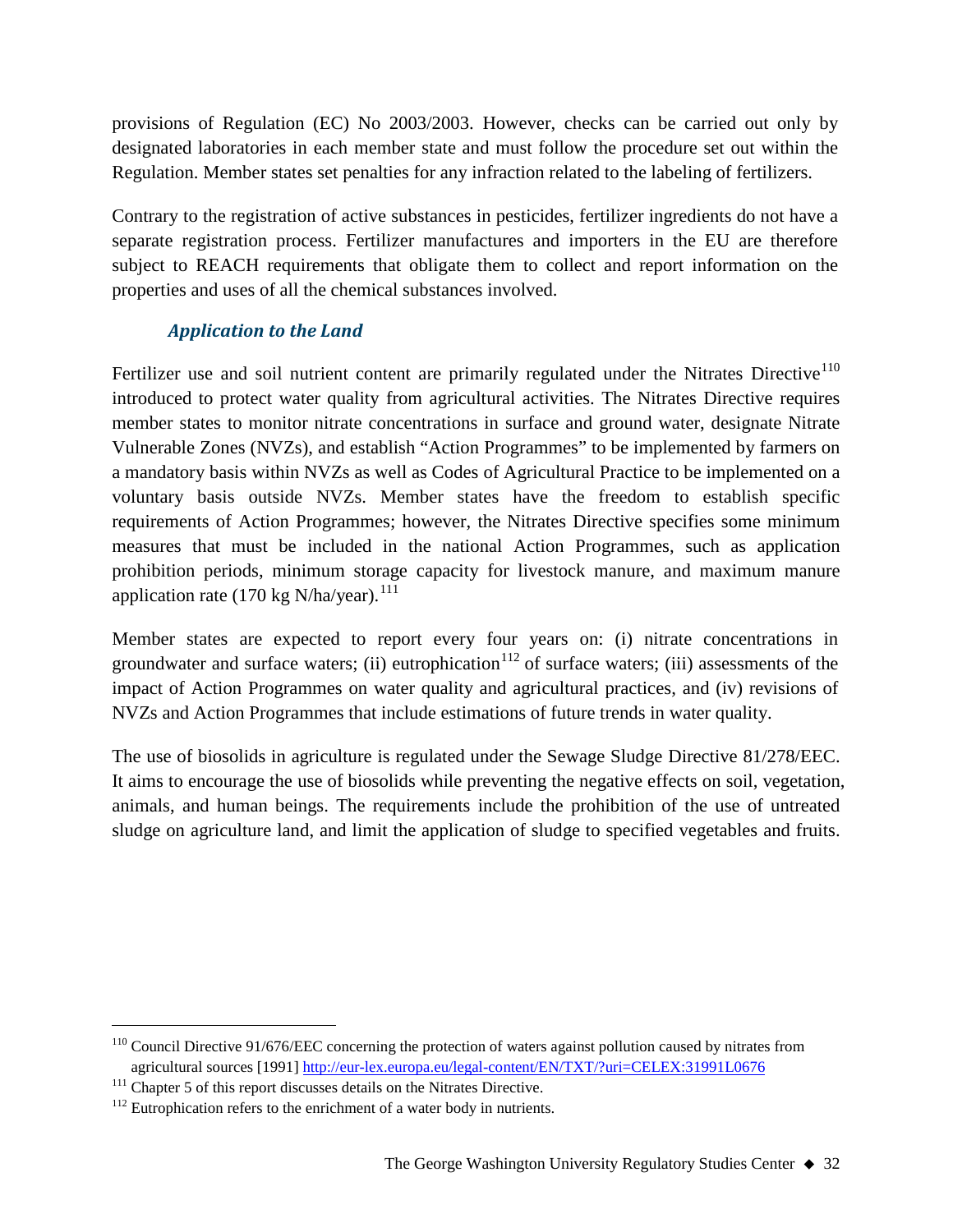provisions of Regulation (EC) No 2003/2003. However, checks can be carried out only by designated laboratories in each member state and must follow the procedure set out within the Regulation. Member states set penalties for any infraction related to the labeling of fertilizers.

Contrary to the registration of active substances in pesticides, fertilizer ingredients do not have a separate registration process. Fertilizer manufactures and importers in the EU are therefore subject to REACH requirements that obligate them to collect and report information on the properties and uses of all the chemical substances involved.

### *Application to the Land*

Fertilizer use and soil nutrient content are primarily regulated under the Nitrates Directive[110] introduced to protect water quality from agricultural activities. The Nitrates Directive requires member states to monitor nitrate concentrations in surface and ground water, designate Nitrate Vulnerable Zones (NVZs), and establish "Action Programmes" to be implemented by farmers on a mandatory basis within NVZs as well as Codes of Agricultural Practice to be implemented on a voluntary basis outside NVZs. Member states have the freedom to establish specific requirements of Action Programmes; however, the Nitrates Directive specifies some minimum measures that must be included in the national Action Programmes, such as application prohibition periods, minimum storage capacity for livestock manure, and maximum manure application rate (170 kg N/ha/year).[111]

Member states are expected to report every four years on: (i) nitrate concentrations in groundwater and surface waters; (ii) eutrophication[112] of surface waters; (iii) assessments of the impact of Action Programmes on water quality and agricultural practices, and (iv) revisions of NVZs and Action Programmes that include estimations of future trends in water quality.

The use of biosolids in agriculture is regulated under the Sewage Sludge Directive 81/278/EEC. It aims to encourage the use of biosolids while preventing the negative effects on soil, vegetation, animals, and human beings. The requirements include the prohibition of the use of untreated sludge on agriculture land, and limit the application of sludge to specified vegetables and fruits.

---

[110] Council Directive 91/676/EEC concerning the protection of waters against pollution caused by nitrates from agricultural sources [1991] http://eur-lex.europa.eu/legal-content/EN/TXT/?uri=CELEX:31991L0676

[111] Chapter 5 of this report discusses details on the Nitrates Directive.

[112] Eutrophication refers to the enrichment of a water body in nutrients.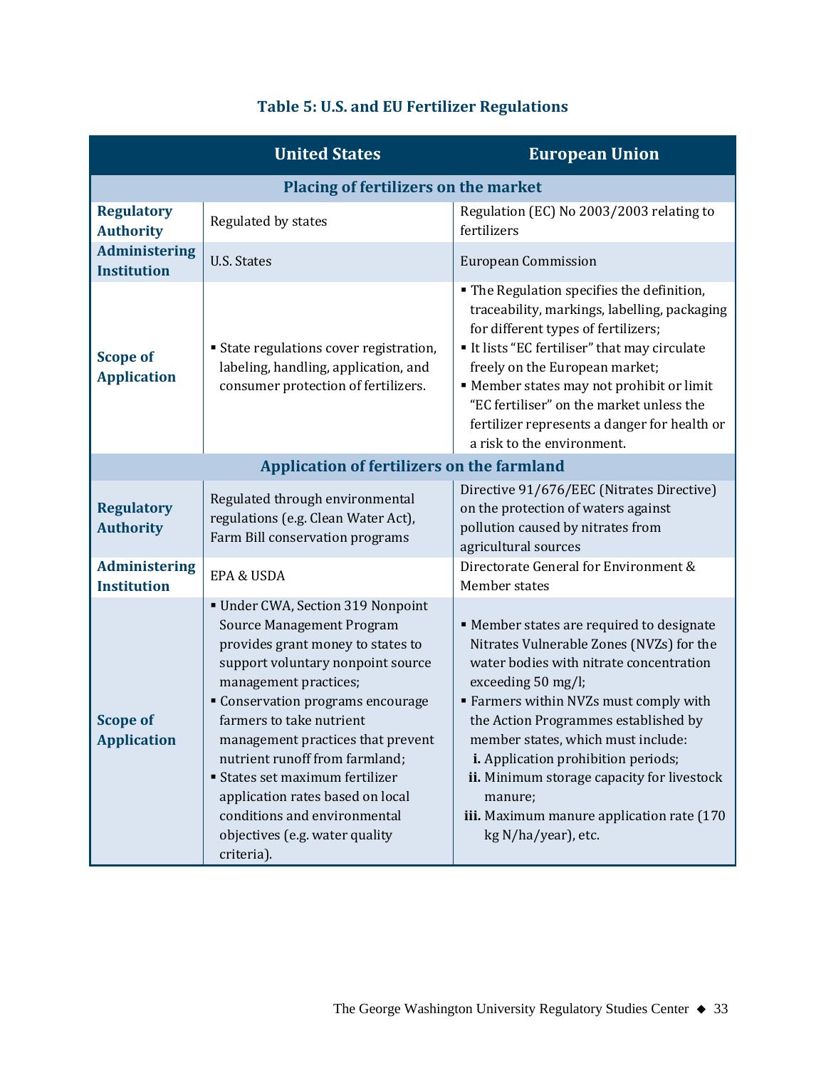**Table 5: U.S. and EU Fertilizer Regulations**

| | United States | European Union |
|---|---|---|
| **Placing of fertilizers on the market** | | |
| **Regulatory Authority** | Regulated by states | Regulation (EC) No 2003/2003 relating to fertilizers |
| **Administering Institution** | U.S. States | European Commission |
| **Scope of Application** | ▪ State regulations cover registration, labeling, handling, application, and consumer protection of fertilizers. | ▪ The Regulation specifies the definition, traceability, markings, labelling, packaging for different types of fertilizers;<br>▪ It lists "EC fertiliser" that may circulate freely on the European market;<br>▪ Member states may not prohibit or limit "EC fertiliser" on the market unless the fertilizer represents a danger for health or a risk to the environment. |
| **Application of fertilizers on the farmland** | | |
| **Regulatory Authority** | Regulated through environmental regulations (e.g. Clean Water Act), Farm Bill conservation programs | Directive 91/676/EEC (Nitrates Directive) on the protection of waters against pollution caused by nitrates from agricultural sources |
| **Administering Institution** | EPA & USDA | Directorate General for Environment & Member states |
| **Scope of Application** | ▪ Under CWA, Section 319 Nonpoint Source Management Program provides grant money to states to support voluntary nonpoint source management practices;<br>▪ Conservation programs encourage farmers to take nutrient management practices that prevent nutrient runoff from farmland;<br>▪ States set maximum fertilizer application rates based on local conditions and environmental objectives (e.g. water quality criteria). | ▪ Member states are required to designate Nitrates Vulnerable Zones (NVZs) for the water bodies with nitrate concentration exceeding 50 mg/l;<br>▪ Farmers within NVZs must comply with the Action Programmes established by member states, which must include:<br>**i.** Application prohibition periods;<br>**ii.** Minimum storage capacity for livestock manure;<br>**iii.** Maximum manure application rate (170 kg N/ha/year), etc. |